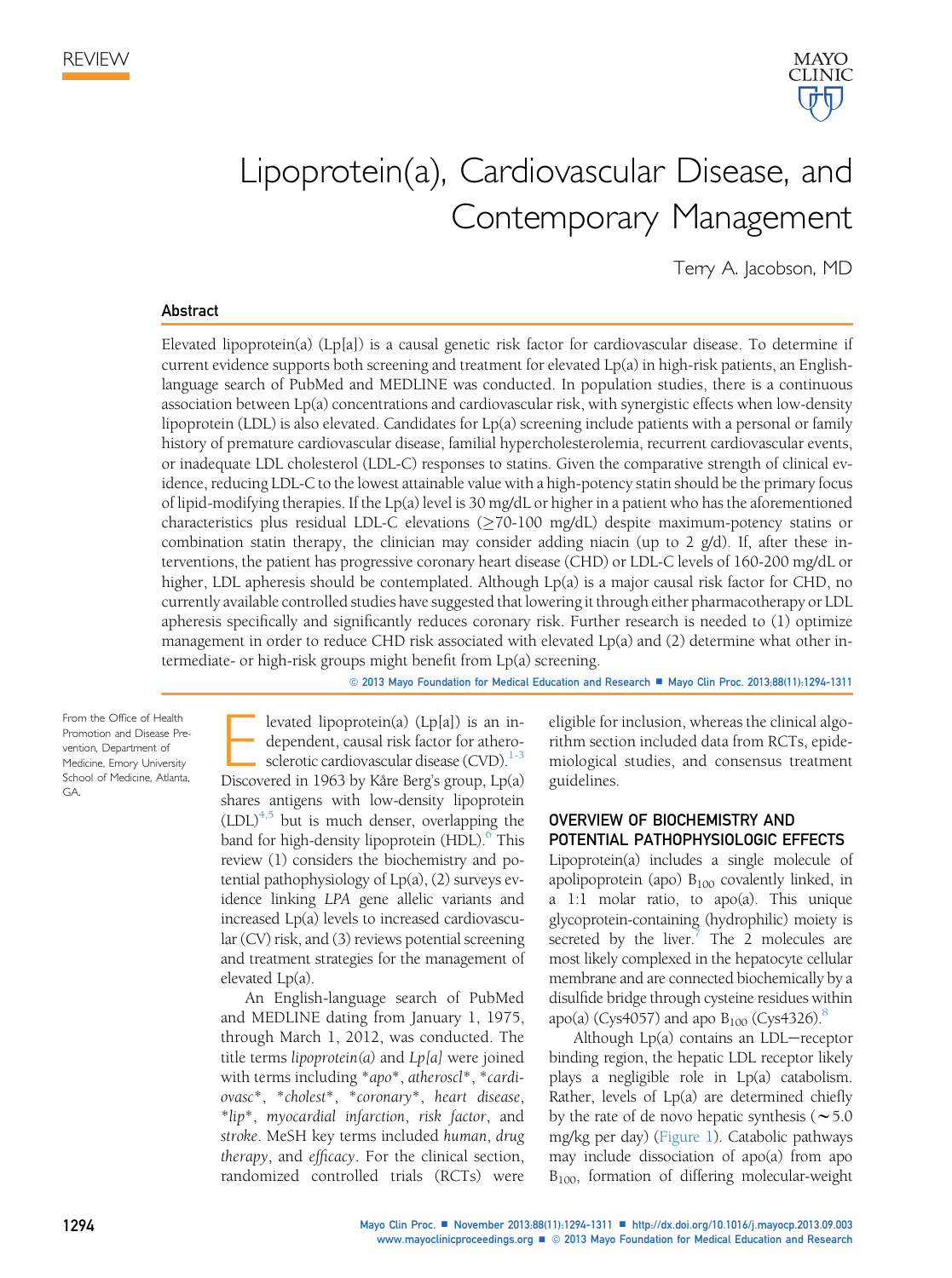REVIEW

# Lipoprotein(a), Cardiovascular Disease, and Contemporary Management

Terry A. Jacobson, MD

## Abstract

Elevated lipoprotein(a) (Lp[a]) is a causal genetic risk factor for cardiovascular disease. To determine if current evidence supports both screening and treatment for elevated Lp(a) in high-risk patients, an English-language search of PubMed and MEDLINE was conducted. In population studies, there is a continuous association between Lp(a) concentrations and cardiovascular risk, with synergistic effects when low-density lipoprotein (LDL) is also elevated. Candidates for Lp(a) screening include patients with a personal or family history of premature cardiovascular disease, familial hypercholesterolemia, recurrent cardiovascular events, or inadequate LDL cholesterol (LDL-C) responses to statins. Given the comparative strength of clinical evidence, reducing LDL-C to the lowest attainable value with a high-potency statin should be the primary focus of lipid-modifying therapies. If the Lp(a) level is 30 mg/dL or higher in a patient who has the aforementioned characteristics plus residual LDL-C elevations (≥70-100 mg/dL) despite maximum-potency statins or combination statin therapy, the clinician may consider adding niacin (up to 2 g/d). If, after these interventions, the patient has progressive coronary heart disease (CHD) or LDL-C levels of 160-200 mg/dL or higher, LDL apheresis should be contemplated. Although Lp(a) is a major causal risk factor for CHD, no currently available controlled studies have suggested that lowering it through either pharmacotherapy or LDL apheresis specifically and significantly reduces coronary risk. Further research is needed to (1) optimize management in order to reduce CHD risk associated with elevated Lp(a) and (2) determine what other intermediate- or high-risk groups might benefit from Lp(a) screening.

© 2013 Mayo Foundation for Medical Education and Research ■ Mayo Clin Proc. 2013;88(11):1294-1311

From the Office of Health Promotion and Disease Prevention, Department of Medicine, Emory University School of Medicine, Atlanta, GA.

Elevated lipoprotein(a) (Lp[a]) is an independent, causal risk factor for atherosclerotic cardiovascular disease (CVD).[1-3] Discovered in 1963 by Kåre Berg's group, Lp(a) shares antigens with low-density lipoprotein (LDL)[4,5] but is much denser, overlapping the band for high-density lipoprotein (HDL).[6] This review (1) considers the biochemistry and potential pathophysiology of Lp(a), (2) surveys evidence linking *LPA* gene allelic variants and increased Lp(a) levels to increased cardiovascular (CV) risk, and (3) reviews potential screening and treatment strategies for the management of elevated Lp(a).

An English-language search of PubMed and MEDLINE dating from January 1, 1975, through March 1, 2012, was conducted. The title terms *lipoprotein(a)* and *Lp[a]* were joined with terms including **apo**, *atheroscl**, **cardiovasc**, **cholest**, **coronary**, *heart disease*, **lip**, *myocardial infarction*, *risk factor*, and *stroke*. MeSH key terms included *human*, *drug therapy*, and *efficacy*. For the clinical section, randomized controlled trials (RCTs) were eligible for inclusion, whereas the clinical algorithm section included data from RCTs, epidemiological studies, and consensus treatment guidelines.

## OVERVIEW OF BIOCHEMISTRY AND POTENTIAL PATHOPHYSIOLOGIC EFFECTS

Lipoprotein(a) includes a single molecule of apolipoprotein (apo) $B_{100}$ covalently linked, in a 1:1 molar ratio, to apo(a). This unique glycoprotein-containing (hydrophilic) moiety is secreted by the liver.[7] The 2 molecules are most likely complexed in the hepatocyte cellular membrane and are connected biochemically by a disulfide bridge through cysteine residues within apo(a) (Cys4057) and apo $B_{100}$ (Cys4326).[8]

Although Lp(a) contains an LDL−receptor binding region, the hepatic LDL receptor likely plays a negligible role in Lp(a) catabolism. Rather, levels of Lp(a) are determined chiefly by the rate of de novo hepatic synthesis (~5.0 mg/kg per day) (Figure 1). Catabolic pathways may include dissociation of apo(a) from apo $B_{100}$, formation of differing molecular-weight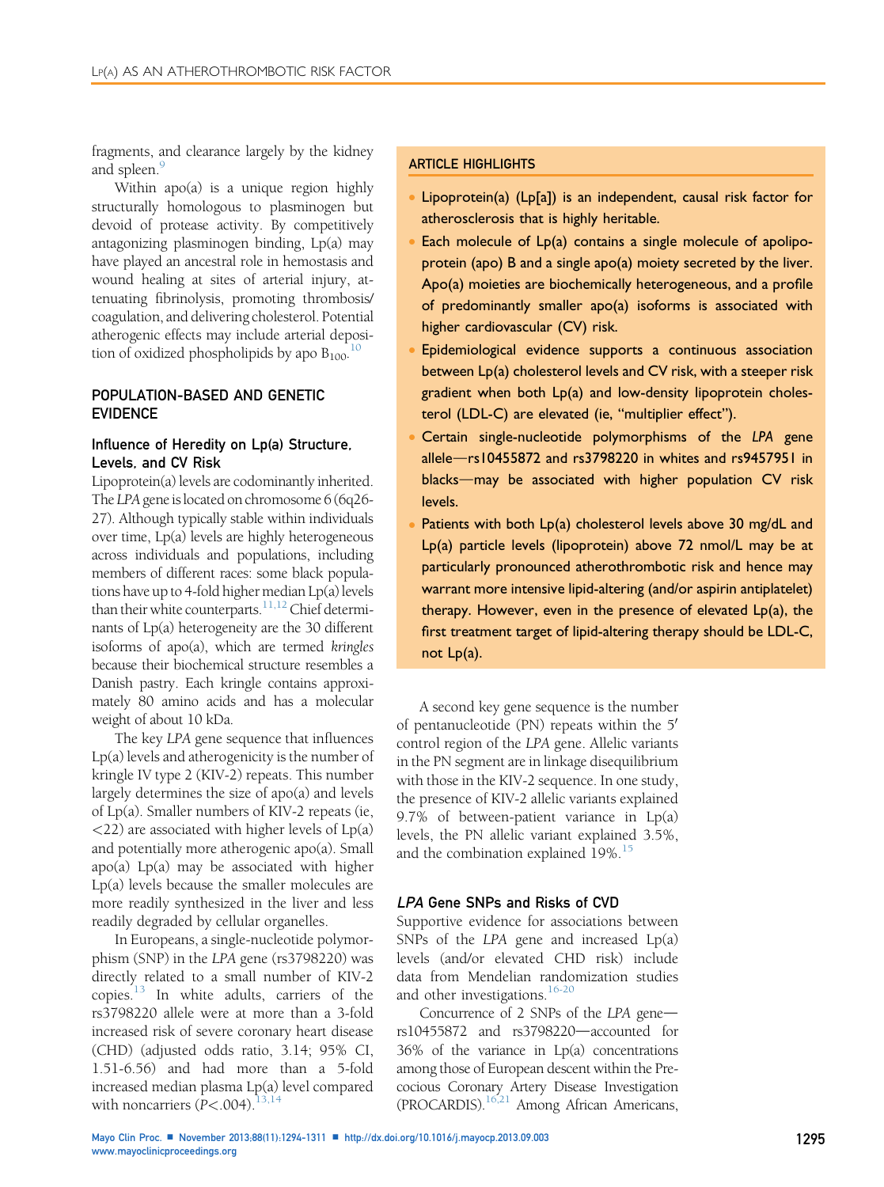fragments, and clearance largely by the kidney and spleen.[9]

Within apo(a) is a unique region highly structurally homologous to plasminogen but devoid of protease activity. By competitively antagonizing plasminogen binding, Lp(a) may have played an ancestral role in hemostasis and wound healing at sites of arterial injury, attenuating fibrinolysis, promoting thrombosis/coagulation, and delivering cholesterol. Potential atherogenic effects may include arterial deposition of oxidized phospholipids by apo $B_{100}$.[10]

## POPULATION-BASED AND GENETIC EVIDENCE

### Influence of Heredity on Lp(a) Structure, Levels, and CV Risk

Lipoprotein(a) levels are codominantly inherited. The *LPA* gene is located on chromosome 6 (6q26-27). Although typically stable within individuals over time, Lp(a) levels are highly heterogeneous across individuals and populations, including members of different races: some black populations have up to 4-fold higher median Lp(a) levels than their white counterparts.[11,12] Chief determinants of Lp(a) heterogeneity are the 30 different isoforms of apo(a), which are termed *kringles* because their biochemical structure resembles a Danish pastry. Each kringle contains approximately 80 amino acids and has a molecular weight of about 10 kDa.

The key *LPA* gene sequence that influences Lp(a) levels and atherogenicity is the number of kringle IV type 2 (KIV-2) repeats. This number largely determines the size of apo(a) and levels of Lp(a). Smaller numbers of KIV-2 repeats (ie, <22) are associated with higher levels of Lp(a) and potentially more atherogenic apo(a). Small apo(a) Lp(a) may be associated with higher Lp(a) levels because the smaller molecules are more readily synthesized in the liver and less readily degraded by cellular organelles.

In Europeans, a single-nucleotide polymorphism (SNP) in the *LPA* gene (rs3798220) was directly related to a small number of KIV-2 copies.[13] In white adults, carriers of the rs3798220 allele were at more than a 3-fold increased risk of severe coronary heart disease (CHD) (adjusted odds ratio, 3.14; 95% CI, 1.51-6.56) and had more than a 5-fold increased median plasma Lp(a) level compared with noncarriers ($P<.004$).[13,14]

> **ARTICLE HIGHLIGHTS**
>
> - Lipoprotein(a) (Lp[a]) is an independent, causal risk factor for atherosclerosis that is highly heritable.
> - Each molecule of Lp(a) contains a single molecule of apolipoprotein (apo) B and a single apo(a) moiety secreted by the liver. Apo(a) moieties are biochemically heterogeneous, and a profile of predominantly smaller apo(a) isoforms is associated with higher cardiovascular (CV) risk.
> - Epidemiological evidence supports a continuous association between Lp(a) cholesterol levels and CV risk, with a steeper risk gradient when both Lp(a) and low-density lipoprotein cholesterol (LDL-C) are elevated (ie, "multiplier effect").
> - Certain single-nucleotide polymorphisms of the *LPA* gene allele—rs10455872 and rs3798220 in whites and rs9457951 in blacks—may be associated with higher population CV risk levels.
> - Patients with both Lp(a) cholesterol levels above 30 mg/dL and Lp(a) particle levels (lipoprotein) above 72 nmol/L may be at particularly pronounced atherothrombotic risk and hence may warrant more intensive lipid-altering (and/or aspirin antiplatelet) therapy. However, even in the presence of elevated Lp(a), the first treatment target of lipid-altering therapy should be LDL-C, not Lp(a).

A second key gene sequence is the number of pentanucleotide (PN) repeats within the 5′ control region of the *LPA* gene. Allelic variants in the PN segment are in linkage disequilibrium with those in the KIV-2 sequence. In one study, the presence of KIV-2 allelic variants explained 9.7% of between-patient variance in Lp(a) levels, the PN allelic variant explained 3.5%, and the combination explained 19%.[15]

### *LPA* Gene SNPs and Risks of CVD

Supportive evidence for associations between SNPs of the *LPA* gene and increased Lp(a) levels (and/or elevated CHD risk) include data from Mendelian randomization studies and other investigations.[16-20]

Concurrence of 2 SNPs of the *LPA* gene—rs10455872 and rs3798220—accounted for 36% of the variance in Lp(a) concentrations among those of European descent within the Precocious Coronary Artery Disease Investigation (PROCARDIS).[16,21] Among African Americans,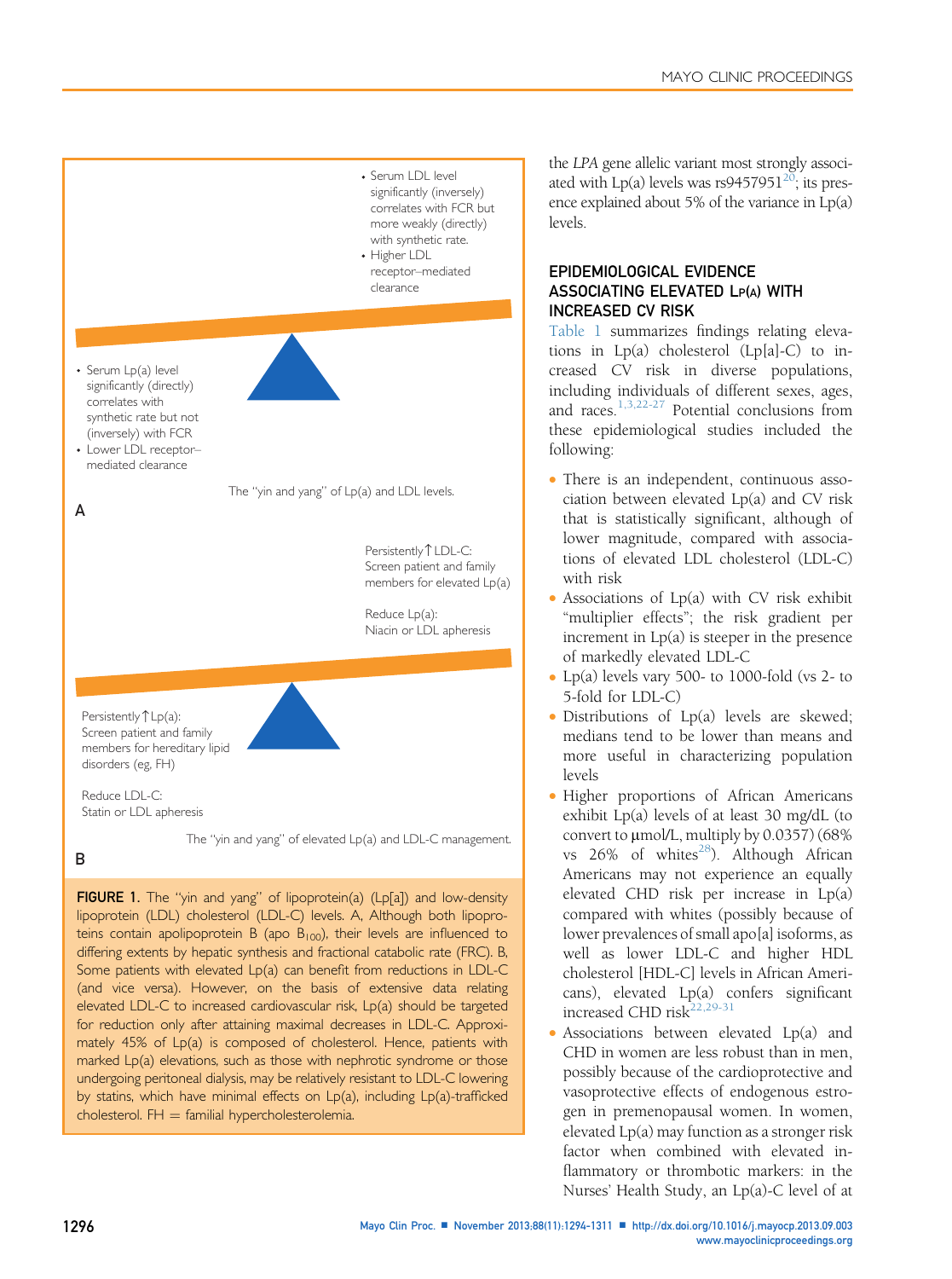- Serum LDL level significantly (inversely) correlates with FCR but more weakly (directly) with synthetic rate.
- Higher LDL receptor–mediated clearance

- Serum Lp(a) level significantly (directly) correlates with synthetic rate but not (inversely) with FCR
- Lower LDL receptor–mediated clearance

The "yin and yang" of Lp(a) and LDL levels.

A

Persistently ↑ LDL-C: Screen patient and family members for elevated Lp(a)

Reduce Lp(a): Niacin or LDL apheresis

Persistently ↑ Lp(a): Screen patient and family members for hereditary lipid disorders (eg, FH)

Reduce LDL-C: Statin or LDL apheresis

The "yin and yang" of elevated Lp(a) and LDL-C management.

B

**FIGURE 1.** The "yin and yang" of lipoprotein(a) (Lp[a]) and low-density lipoprotein (LDL) cholesterol (LDL-C) levels. A, Although both lipoproteins contain apolipoprotein B (apo $B_{100}$), their levels are influenced to differing extents by hepatic synthesis and fractional catabolic rate (FRC). B, Some patients with elevated Lp(a) can benefit from reductions in LDL-C (and vice versa). However, on the basis of extensive data relating elevated LDL-C to increased cardiovascular risk, Lp(a) should be targeted for reduction only after attaining maximal decreases in LDL-C. Approximately 45% of Lp(a) is composed of cholesterol. Hence, patients with marked Lp(a) elevations, such as those with nephrotic syndrome or those undergoing peritoneal dialysis, may be relatively resistant to LDL-C lowering by statins, which have minimal effects on Lp(a), including Lp(a)-trafficked cholesterol. FH = familial hypercholesterolemia.

the *LPA* gene allelic variant most strongly associated with Lp(a) levels was rs9457951[20]; its presence explained about 5% of the variance in Lp(a) levels.

## EPIDEMIOLOGICAL EVIDENCE ASSOCIATING ELEVATED Lp(a) WITH INCREASED CV RISK

Table 1 summarizes findings relating elevations in Lp(a) cholesterol (Lp[a]-C) to increased CV risk in diverse populations, including individuals of different sexes, ages, and races.[1,3,22-27] Potential conclusions from these epidemiological studies included the following:

- There is an independent, continuous association between elevated Lp(a) and CV risk that is statistically significant, although of lower magnitude, compared with associations of elevated LDL cholesterol (LDL-C) with risk
- Associations of Lp(a) with CV risk exhibit "multiplier effects"; the risk gradient per increment in Lp(a) is steeper in the presence of markedly elevated LDL-C
- Lp(a) levels vary 500- to 1000-fold (vs 2- to 5-fold for LDL-C)
- Distributions of Lp(a) levels are skewed; medians tend to be lower than means and more useful in characterizing population levels
- Higher proportions of African Americans exhibit Lp(a) levels of at least 30 mg/dL (to convert to μmol/L, multiply by 0.0357) (68% vs 26% of whites[28]). Although African Americans may not experience an equally elevated CHD risk per increase in Lp(a) compared with whites (possibly because of lower prevalences of small apo[a] isoforms, as well as lower LDL-C and higher HDL cholesterol [HDL-C] levels in African Americans), elevated Lp(a) confers significant increased CHD risk[22,29-31]
- Associations between elevated Lp(a) and CHD in women are less robust than in men, possibly because of the cardioprotective and vasoprotective effects of endogenous estrogen in premenopausal women. In women, elevated Lp(a) may function as a stronger risk factor when combined with elevated inflammatory or thrombotic markers: in the Nurses' Health Study, an Lp(a)-C level of at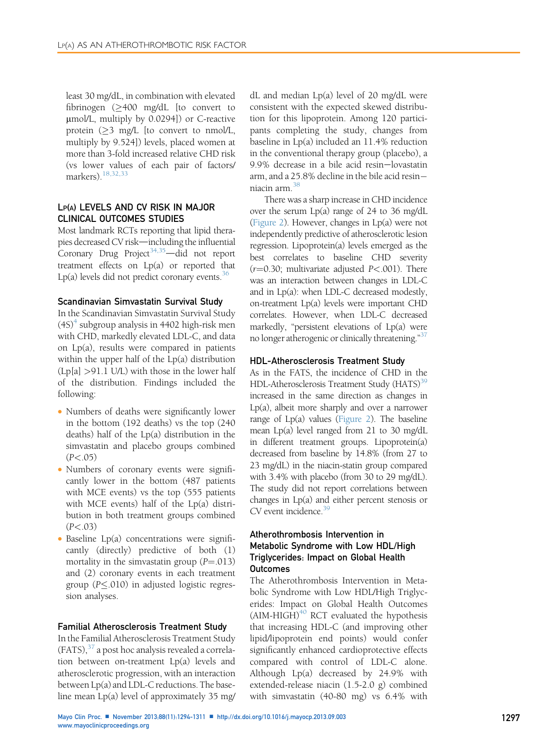least 30 mg/dL, in combination with elevated fibrinogen (≥400 mg/dL [to convert to μmol/L, multiply by 0.0294]) or C-reactive protein (≥3 mg/L [to convert to nmol/L, multiply by 9.524]) levels, placed women at more than 3-fold increased relative CHD risk (vs lower values of each pair of factors/markers).[18,32,33]

## Lp(a) LEVELS AND CV RISK IN MAJOR CLINICAL OUTCOMES STUDIES

Most landmark RCTs reporting that lipid therapies decreased CV risk—including the influential Coronary Drug Project[34,35]—did not report treatment effects on Lp(a) or reported that Lp(a) levels did not predict coronary events.[36]

### Scandinavian Simvastatin Survival Study

In the Scandinavian Simvastatin Survival Study (4S)[4] subgroup analysis in 4402 high-risk men with CHD, markedly elevated LDL-C, and data on Lp(a), results were compared in patients within the upper half of the Lp(a) distribution (Lp[a] >91.1 U/L) with those in the lower half of the distribution. Findings included the following:

- Numbers of deaths were significantly lower in the bottom (192 deaths) vs the top (240 deaths) half of the Lp(a) distribution in the simvastatin and placebo groups combined ($P<.05$)
- Numbers of coronary events were significantly lower in the bottom (487 patients with MCE events) vs the top (555 patients with MCE events) half of the Lp(a) distribution in both treatment groups combined ($P<.03$)
- Baseline Lp(a) concentrations were significantly (directly) predictive of both (1) mortality in the simvastatin group ($P=.013$) and (2) coronary events in each treatment group ($P\leq.010$) in adjusted logistic regression analyses.

### Familial Atherosclerosis Treatment Study

In the Familial Atherosclerosis Treatment Study (FATS),[37] a post hoc analysis revealed a correlation between on-treatment Lp(a) levels and atherosclerotic progression, with an interaction between Lp(a) and LDL-C reductions. The baseline mean Lp(a) level of approximately 35 mg/dL and median Lp(a) level of 20 mg/dL were consistent with the expected skewed distribution for this lipoprotein. Among 120 participants completing the study, changes from baseline in Lp(a) included an 11.4% reduction in the conventional therapy group (placebo), a 9.9% decrease in a bile acid resin−lovastatin arm, and a 25.8% decline in the bile acid resin−niacin arm.[38]

There was a sharp increase in CHD incidence over the serum Lp(a) range of 24 to 36 mg/dL (Figure 2). However, changes in Lp(a) were not independently predictive of atherosclerotic lesion regression. Lipoprotein(a) levels emerged as the best correlates to baseline CHD severity ($r=0.30$; multivariate adjusted $P<.001$). There was an interaction between changes in LDL-C and in Lp(a): when LDL-C decreased modestly, on-treatment Lp(a) levels were important CHD correlates. However, when LDL-C decreased markedly, "persistent elevations of Lp(a) were no longer atherogenic or clinically threatening."[37]

### HDL-Atherosclerosis Treatment Study

As in the FATS, the incidence of CHD in the HDL-Atherosclerosis Treatment Study (HATS)[39] increased in the same direction as changes in Lp(a), albeit more sharply and over a narrower range of Lp(a) values (Figure 2). The baseline mean Lp(a) level ranged from 21 to 30 mg/dL in different treatment groups. Lipoprotein(a) decreased from baseline by 14.8% (from 27 to 23 mg/dL) in the niacin-statin group compared with 3.4% with placebo (from 30 to 29 mg/dL). The study did not report correlations between changes in Lp(a) and either percent stenosis or CV event incidence.[39]

### Atherothrombosis Intervention in Metabolic Syndrome with Low HDL/High Triglycerides: Impact on Global Health Outcomes

The Atherothrombosis Intervention in Metabolic Syndrome with Low HDL/High Triglycerides: Impact on Global Health Outcomes (AIM-HIGH)[40] RCT evaluated the hypothesis that increasing HDL-C (and improving other lipid/lipoprotein end points) would confer significantly enhanced cardioprotective effects compared with control of LDL-C alone. Although Lp(a) decreased by 24.9% with extended-release niacin (1.5-2.0 g) combined with simvastatin (40-80 mg) vs 6.4% with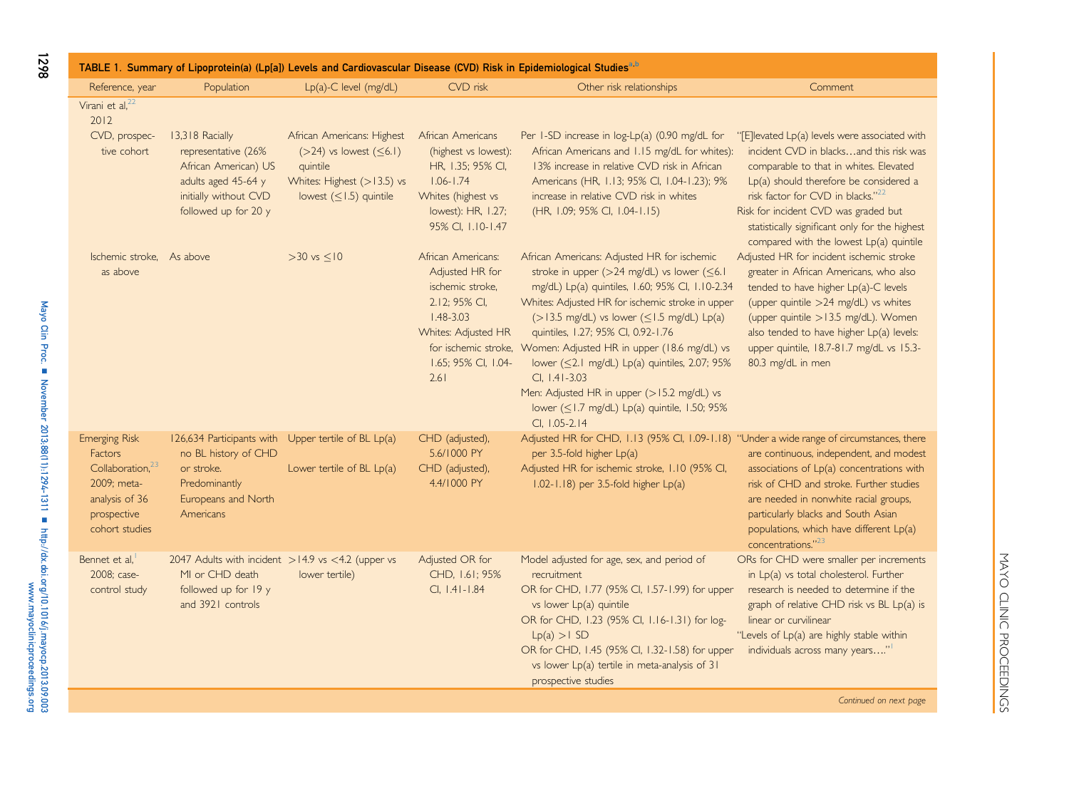TABLE 1. Summary of Lipoprotein(a) (Lp[a]) Levels and Cardiovascular Disease (CVD) Risk in Epidemiological Studies[a,b]

| Reference, year | Population | Lp(a)-C level (mg/dL) | CVD risk | Other risk relationships | Comment |
|---|---|---|---|---|---|
| Virani et al,[22] 2012 | | | | | |
| CVD, prospective cohort | 13,318 Racially representative (26% African American) US adults aged 45-64 y initially without CVD followed up for 20 y | African Americans: Highest (>24) vs lowest (≤6.1) quintile<br>Whites: Highest (>13.5) vs lowest (≤1.5) quintile | African Americans (highest vs lowest): HR, 1.35; 95% CI, 1.06-1.74<br>Whites (highest vs lowest): HR, 1.27; 95% CI, 1.10-1.47 | Per 1-SD increase in log-Lp(a) (0.90 mg/dL for African Americans and 1.15 mg/dL for whites): 13% increase in relative CVD risk in African Americans (HR, 1.13; 95% CI, 1.04-1.23); 9% increase in relative CVD risk in whites (HR, 1.09; 95% CI, 1.04-1.15) | "[E]levated Lp(a) levels were associated with incident CVD in blacks…and this risk was comparable to that in whites. Elevated Lp(a) should therefore be considered a risk factor for CVD in blacks."[22]<br>Risk for incident CVD was graded but statistically significant only for the highest compared with the lowest Lp(a) quintile |
| Ischemic stroke, as above | As above | >30 vs ≤10 | African Americans: Adjusted HR for ischemic stroke, 2.12; 95% CI, 1.48-3.03<br>Whites: Adjusted HR for ischemic stroke, 1.65; 95% CI, 1.04-2.61 | African Americans: Adjusted HR for ischemic stroke in upper (>24 mg/dL) vs lower (≤6.1 mg/dL) Lp(a) quintiles, 1.60; 95% CI, 1.10-2.34<br>Whites: Adjusted HR for ischemic stroke in upper (>13.5 mg/dL) vs lower (≤1.5 mg/dL) Lp(a) quintiles, 1.27; 95% CI, 0.92-1.76<br>Women: Adjusted HR in upper (18.6 mg/dL) vs lower (≤2.1 mg/dL) Lp(a) quintiles, 2.07; 95% CI, 1.41-3.03<br>Men: Adjusted HR in upper (>15.2 mg/dL) vs lower (≤1.7 mg/dL) Lp(a) quintile, 1.50; 95% CI, 1.05-2.14 | Adjusted HR for incident ischemic stroke greater in African Americans, who also tended to have higher Lp(a)-C levels (upper quintile >24 mg/dL) vs whites (upper quintile >13.5 mg/dL). Women also tended to have higher Lp(a) levels: upper quintile, 18.7-81.7 mg/dL vs 15.3-80.3 mg/dL in men |
| Emerging Risk Factors Collaboration,[23] 2009; meta-analysis of 36 prospective cohort studies | 126,634 Participants with no BL history of CHD or stroke. Predominantly Europeans and North Americans | Upper tertile of BL Lp(a)<br>Lower tertile of BL Lp(a) | CHD (adjusted), 5.6/1000 PY<br>CHD (adjusted), 4.4/1000 PY | Adjusted HR for CHD, 1.13 (95% CI, 1.09-1.18) per 3.5-fold higher Lp(a)<br>Adjusted HR for ischemic stroke, 1.10 (95% CI, 1.02-1.18) per 3.5-fold higher Lp(a) | "Under a wide range of circumstances, there are continuous, independent, and modest associations of Lp(a) concentrations with risk of CHD and stroke. Further studies are needed in nonwhite racial groups, particularly blacks and South Asian populations, which have different Lp(a) concentrations."[23] |
| Bennet et al,[1] 2008; case-control study | 2047 Adults with incident MI or CHD death followed up for 19 y and 3921 controls | >14.9 vs <4.2 (upper vs lower tertile) | Adjusted OR for CHD, 1.61; 95% CI, 1.41-1.84 | Model adjusted for age, sex, and period of recruitment<br>OR for CHD, 1.77 (95% CI, 1.57-1.99) for upper vs lower Lp(a) quintile<br>OR for CHD, 1.23 (95% CI, 1.16-1.31) for log-Lp(a) >1 SD<br>OR for CHD, 1.45 (95% CI, 1.32-1.58) for upper vs lower Lp(a) tertile in meta-analysis of 31 prospective studies | ORs for CHD were smaller per increments in Lp(a) vs total cholesterol. Further research is needed to determine if the graph of relative CHD risk vs BL Lp(a) is linear or curvilinear<br>"Levels of Lp(a) are highly stable within individuals across many years…."[1] |

*Continued on next page*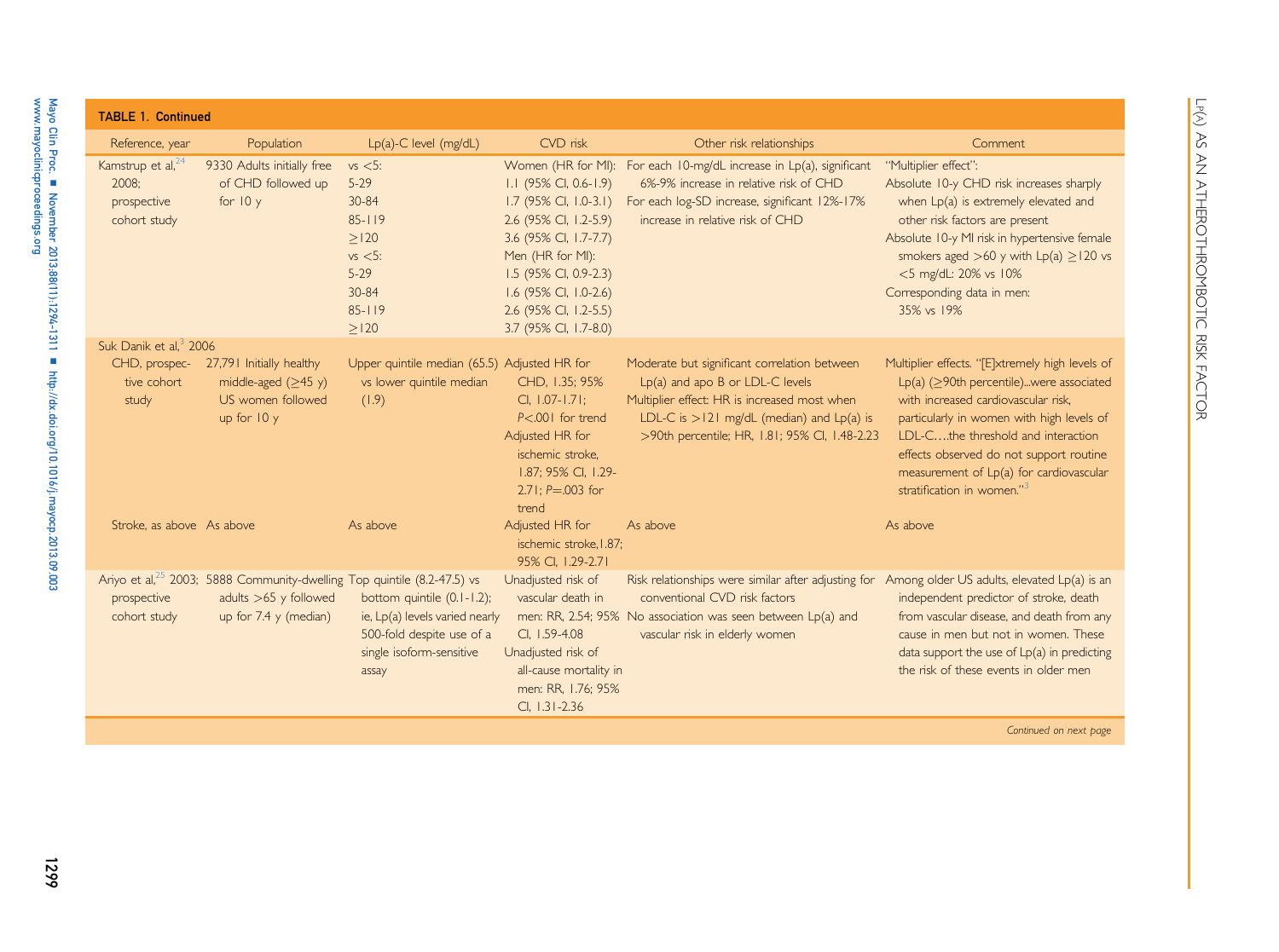**TABLE 1. Continued**

| Reference, year | Population | Lp(a)-C level (mg/dL) | CVD risk | Other risk relationships | Comment |
|---|---|---|---|---|---|
| Kamstrup et al,[24] 2008; prospective cohort study | 9330 Adults initially free of CHD followed up for 10 y | vs <5:<br>5-29<br>30-84<br>85-119<br>≥120<br>vs <5:<br>5-29<br>30-84<br>85-119<br>≥120 | Women (HR for MI):<br>1.1 (95% CI, 0.6-1.9)<br>1.7 (95% CI, 1.0-3.1)<br>2.6 (95% CI, 1.2-5.9)<br>3.6 (95% CI, 1.7-7.7)<br>Men (HR for MI):<br>1.5 (95% CI, 0.9-2.3)<br>1.6 (95% CI, 1.0-2.6)<br>2.6 (95% CI, 1.2-5.5)<br>3.7 (95% CI, 1.7-8.0) | For each 10-mg/dL increase in Lp(a), significant 6%-9% increase in relative risk of CHD<br>For each log-SD increase, significant 12%-17% increase in relative risk of CHD | "Multiplier effect":<br>Absolute 10-y CHD risk increases sharply when Lp(a) is extremely elevated and other risk factors are present<br>Absolute 10-y MI risk in hypertensive female smokers aged >60 y with Lp(a) ≥120 vs <5 mg/dL: 20% vs 10%<br>Corresponding data in men: 35% vs 19% |
| Suk Danik et al,[3] 2006 | | | | | |
| CHD, prospective cohort study | 27,791 Initially healthy middle-aged (≥45 y) US women followed up for 10 y | Upper quintile median (65.5) vs lower quintile median (1.9) | Adjusted HR for CHD, 1.35; 95% CI, 1.07-1.71; $P<.001$ for trend<br>Adjusted HR for ischemic stroke, 1.87; 95% CI, 1.29-2.71; $P=.003$ for trend | Moderate but significant correlation between Lp(a) and apo B or LDL-C levels<br>Multiplier effect: HR is increased most when LDL-C is >121 mg/dL (median) and Lp(a) is >90th percentile; HR, 1.81; 95% CI, 1.48-2.23 | Multiplier effects. "[E]xtremely high levels of Lp(a) (≥90th percentile)...were associated with increased cardiovascular risk, particularly in women with high levels of LDL-C….the threshold and interaction effects observed do not support routine measurement of Lp(a) for cardiovascular stratification in women."[3] |
| Stroke, as above | As above | As above | Adjusted HR for ischemic stroke, 1.87; 95% CI, 1.29-2.71 | As above | As above |
| Ariyo et al,[25] 2003; prospective cohort study | 5888 Community-dwelling adults >65 y followed up for 7.4 y (median) | Top quintile (8.2-47.5) vs bottom quintile (0.1-1.2); ie, Lp(a) levels varied nearly 500-fold despite use of a single isoform-sensitive assay | Unadjusted risk of vascular death in men: RR, 2.54; 95% CI, 1.59-4.08<br>Unadjusted risk of all-cause mortality in men: RR, 1.76; 95% CI, 1.31-2.36 | Risk relationships were similar after adjusting for conventional CVD risk factors<br>No association was seen between Lp(a) and vascular risk in elderly women | Among older US adults, elevated Lp(a) is an independent predictor of stroke, death from vascular disease, and death from any cause in men but not in women. These data support the use of Lp(a) in predicting the risk of these events in older men |

*Continued on next page*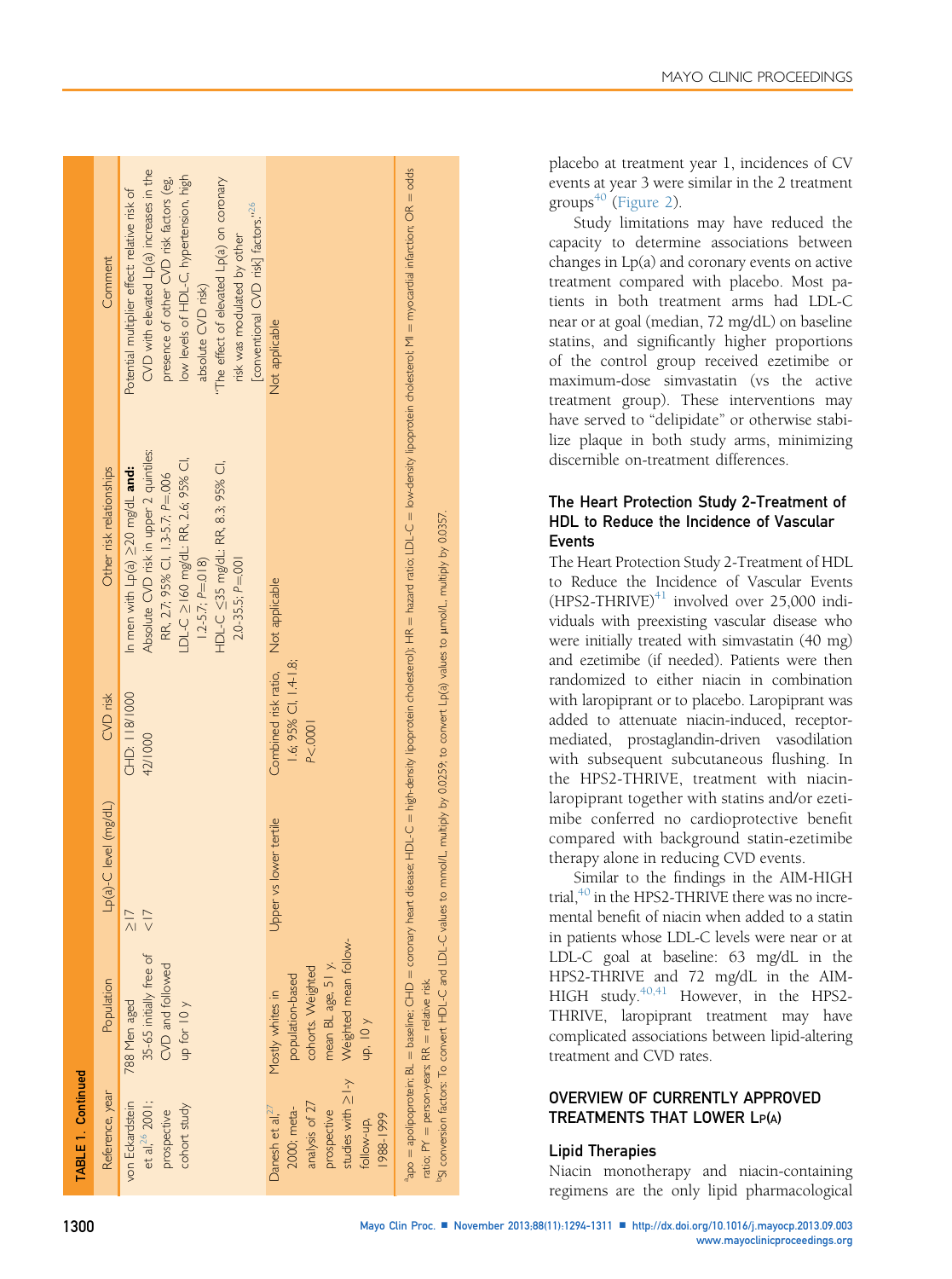**TABLE 1. Continued**

| Reference, year | Population | Lp(a)-C level (mg/dL) | CVD risk | Other risk relationships | Comment |
|---|---|---|---|---|---|
| von Eckardstein et al,[26] 2001; prospective cohort study | 788 Men aged 35-65 initially free of CVD and followed up for 10 y | ≥17<br><17 | CHD: 118/1000<br>42/1000 | In men with Lp(a) ≥20 mg/dL **and:** Absolute CVD risk in upper 2 quintiles: RR, 2.7; 95% CI, 1.3-5.7; $P$=.006<br>LDL-C ≥160 mg/dL: RR, 2.6; 95% CI, 1.2-5.7; $P$=.018)<br>HDL-C ≤35 mg/dL: RR, 8.3; 95% CI, 2.0-35.5; $P$=.001 | Potential multiplier effect: relative risk of CVD with elevated Lp(a) increases in the presence of other CVD risk factors (eg, low levels of HDL-C, hypertension, high absolute CVD risk)<br>"The effect of elevated Lp(a) on coronary risk was modulated by other [conventional CVD risk] factors."[26] |
| Danesh et al,[27] 2000; meta-analysis of 27 prospective studies with ≥1-y follow-up, 1988-1999 | Mostly whites in population-based cohorts. Weighted mean BL age, 51 y. Weighted mean follow-up, 10 y | Upper vs lower tertile | Combined risk ratio, 1.6; 95% CI, 1.4-1.8; $P$<.0001 | Not applicable | Not applicable |

[a]apo = apolipoprotein; BL = baseline; CHD = coronary heart disease; HDL-C = high-density lipoprotein cholesterol; HR = hazard ratio; LDL-C = low-density lipoprotein cholesterol; MI = myocardial infarction; OR = odds ratio; PY = person-years; RR = relative risk.
[b]SI conversion factors: To convert HDL-C and LDL-C values to mmol/L, multiply by 0.0259; to convert Lp(a) values to μmol/L, multiply by 0.0357.

placebo at treatment year 1, incidences of CV events at year 3 were similar in the 2 treatment groups[40] (Figure 2).

Study limitations may have reduced the capacity to determine associations between changes in Lp(a) and coronary events on active treatment compared with placebo. Most patients in both treatment arms had LDL-C near or at goal (median, 72 mg/dL) on baseline statins, and significantly higher proportions of the control group received ezetimibe or maximum-dose simvastatin (vs the active treatment group). These interventions may have served to "delipidate" or otherwise stabilize plaque in both study arms, minimizing discernible on-treatment differences.

### The Heart Protection Study 2-Treatment of HDL to Reduce the Incidence of Vascular Events

The Heart Protection Study 2-Treatment of HDL to Reduce the Incidence of Vascular Events (HPS2-THRIVE)[41] involved over 25,000 individuals with preexisting vascular disease who were initially treated with simvastatin (40 mg) and ezetimibe (if needed). Patients were then randomized to either niacin in combination with laropiprant or to placebo. Laropiprant was added to attenuate niacin-induced, receptor-mediated, prostaglandin-driven vasodilation with subsequent subcutaneous flushing. In the HPS2-THRIVE, treatment with niacin-laropiprant together with statins and/or ezetimibe conferred no cardioprotective benefit compared with background statin-ezetimibe therapy alone in reducing CVD events.

Similar to the findings in the AIM-HIGH trial,[40] in the HPS2-THRIVE there was no incremental benefit of niacin when added to a statin in patients whose LDL-C levels were near or at LDL-C goal at baseline: 63 mg/dL in the HPS2-THRIVE and 72 mg/dL in the AIM-HIGH study.[40,41] However, in the HPS2-THRIVE, laropiprant treatment may have complicated associations between lipid-altering treatment and CVD rates.

## OVERVIEW OF CURRENTLY APPROVED TREATMENTS THAT LOWER Lp(a)

### Lipid Therapies

Niacin monotherapy and niacin-containing regimens are the only lipid pharmacological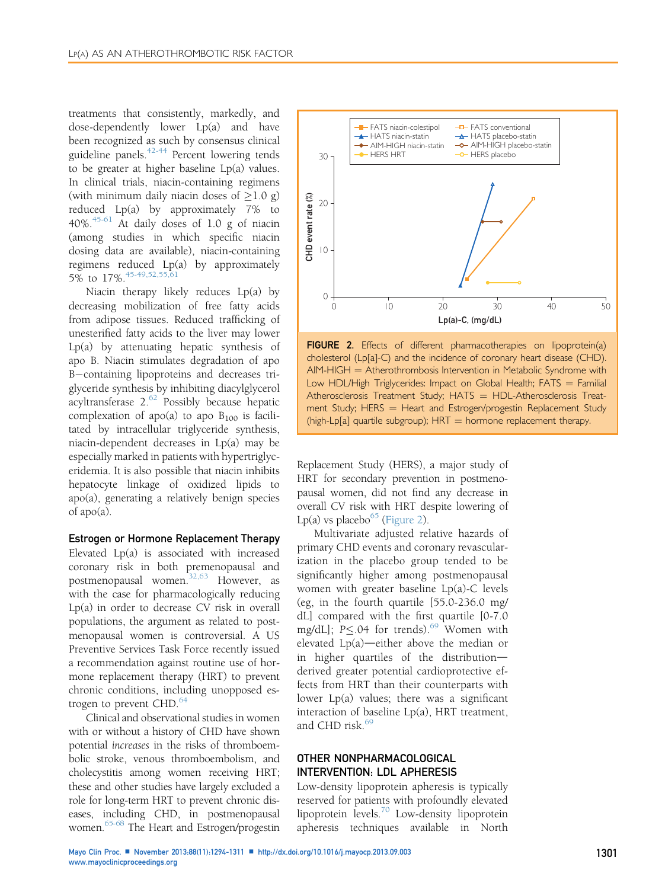treatments that consistently, markedly, and dose-dependently lower Lp(a) and have been recognized as such by consensus clinical guideline panels.[42-44] Percent lowering tends to be greater at higher baseline Lp(a) values. In clinical trials, niacin-containing regimens (with minimum daily niacin doses of ≥1.0 g) reduced Lp(a) by approximately 7% to 40%.[45-61] At daily doses of 1.0 g of niacin (among studies in which specific niacin dosing data are available), niacin-containing regimens reduced Lp(a) by approximately 5% to 17%.[45-49,52,55,61]

Niacin therapy likely reduces Lp(a) by decreasing mobilization of free fatty acids from adipose tissues. Reduced trafficking of unesterified fatty acids to the liver may lower Lp(a) by attenuating hepatic synthesis of apo B. Niacin stimulates degradation of apo B–containing lipoproteins and decreases triglyceride synthesis by inhibiting diacylglycerol acyltransferase 2.[62] Possibly because hepatic complexation of apo(a) to apo $B_{100}$ is facilitated by intracellular triglyceride synthesis, niacin-dependent decreases in Lp(a) may be especially marked in patients with hypertriglyceridemia. It is also possible that niacin inhibits hepatocyte linkage of oxidized lipids to apo(a), generating a relatively benign species of apo(a).

### Estrogen or Hormone Replacement Therapy

Elevated Lp(a) is associated with increased coronary risk in both premenopausal and postmenopausal women.[32,63] However, as with the case for pharmacologically reducing Lp(a) in order to decrease CV risk in overall populations, the argument as related to postmenopausal women is controversial. A US Preventive Services Task Force recently issued a recommendation against routine use of hormone replacement therapy (HRT) to prevent chronic conditions, including unopposed estrogen to prevent CHD.[64]

Clinical and observational studies in women with or without a history of CHD have shown potential *increases* in the risks of thromboembolic stroke, venous thromboembolism, and cholecystitis among women receiving HRT; these and other studies have largely excluded a role for long-term HRT to prevent chronic diseases, including CHD, in postmenopausal women.[65-68] The Heart and Estrogen/progestin Replacement Study (HERS), a major study of HRT for secondary prevention in postmenopausal women, did not find any decrease in overall CV risk with HRT despite lowering of Lp(a) vs placebo[65] (Figure 2).

FIGURE 2. Effects of different pharmacotherapies on lipoprotein(a) cholesterol (Lp[a]-C) and the incidence of coronary heart disease (CHD). AIM-HIGH = Atherothrombosis Intervention in Metabolic Syndrome with Low HDL/High Triglycerides: Impact on Global Health; FATS = Familial Atherosclerosis Treatment Study; HATS = HDL-Atherosclerosis Treatment Study; HERS = Heart and Estrogen/progestin Replacement Study (high-Lp[a] quartile subgroup); HRT = hormone replacement therapy.

Multivariate adjusted relative hazards of primary CHD events and coronary revascularization in the placebo group tended to be significantly higher among postmenopausal women with greater baseline Lp(a)-C levels (eg, in the fourth quartile [55.0-236.0 mg/dL] compared with the first quartile [0-7.0 mg/dL]; $P \leq .04$ for trends).[69] Women with elevated Lp(a)—either above the median or in higher quartiles of the distribution—derived greater potential cardioprotective effects from HRT than their counterparts with lower Lp(a) values; there was a significant interaction of baseline Lp(a), HRT treatment, and CHD risk.[69]

## OTHER NONPHARMACOLOGICAL INTERVENTION: LDL APHERESIS

Low-density lipoprotein apheresis is typically reserved for patients with profoundly elevated lipoprotein levels.[70] Low-density lipoprotein apheresis techniques available in North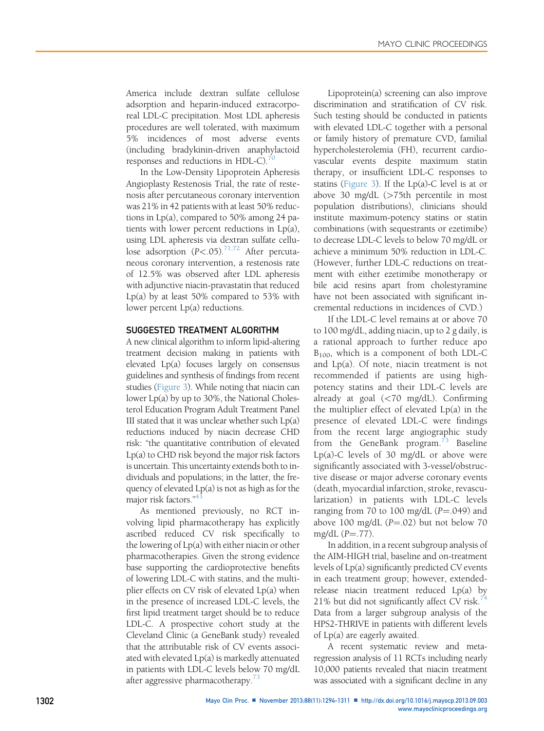America include dextran sulfate cellulose adsorption and heparin-induced extracorporeal LDL-C precipitation. Most LDL apheresis procedures are well tolerated, with maximum 5% incidences of most adverse events (including bradykinin-driven anaphylactoid responses and reductions in HDL-C).[70]

In the Low-Density Lipoprotein Apheresis Angioplasty Restenosis Trial, the rate of restenosis after percutaneous coronary intervention was 21% in 42 patients with at least 50% reductions in Lp(a), compared to 50% among 24 patients with lower percent reductions in Lp(a), using LDL apheresis via dextran sulfate cellulose adsorption ($P<.05$).[71,72] After percutaneous coronary intervention, a restenosis rate of 12.5% was observed after LDL apheresis with adjunctive niacin-pravastatin that reduced Lp(a) by at least 50% compared to 53% with lower percent Lp(a) reductions.

## SUGGESTED TREATMENT ALGORITHM

A new clinical algorithm to inform lipid-altering treatment decision making in patients with elevated Lp(a) focuses largely on consensus guidelines and synthesis of findings from recent studies (Figure 3). While noting that niacin can lower Lp(a) by up to 30%, the National Cholesterol Education Program Adult Treatment Panel III stated that it was unclear whether such Lp(a) reductions induced by niacin decrease CHD risk: "the quantitative contribution of elevated Lp(a) to CHD risk beyond the major risk factors is uncertain. This uncertainty extends both to individuals and populations; in the latter, the frequency of elevated Lp(a) is not as high as for the major risk factors."[43]

As mentioned previously, no RCT involving lipid pharmacotherapy has explicitly ascribed reduced CV risk specifically to the lowering of Lp(a) with either niacin or other pharmacotherapies. Given the strong evidence base supporting the cardioprotective benefits of lowering LDL-C with statins, and the multiplier effects on CV risk of elevated Lp(a) when in the presence of increased LDL-C levels, the first lipid treatment target should be to reduce LDL-C. A prospective cohort study at the Cleveland Clinic (a GeneBank study) revealed that the attributable risk of CV events associated with elevated Lp(a) is markedly attenuated in patients with LDL-C levels below 70 mg/dL after aggressive pharmacotherapy.[73]

Lipoprotein(a) screening can also improve discrimination and stratification of CV risk. Such testing should be conducted in patients with elevated LDL-C together with a personal or family history of premature CVD, familial hypercholesterolemia (FH), recurrent cardiovascular events despite maximum statin therapy, or insufficient LDL-C responses to statins (Figure 3). If the Lp(a)-C level is at or above 30 mg/dL (>75th percentile in most population distributions), clinicians should institute maximum-potency statins or statin combinations (with sequestrants or ezetimibe) to decrease LDL-C levels to below 70 mg/dL or achieve a minimum 50% reduction in LDL-C. (However, further LDL-C reductions on treatment with either ezetimibe monotherapy or bile acid resins apart from cholestyramine have not been associated with significant incremental reductions in incidences of CVD.)

If the LDL-C level remains at or above 70 to 100 mg/dL, adding niacin, up to 2 g daily, is a rational approach to further reduce apo $B_{100}$, which is a component of both LDL-C and Lp(a). Of note, niacin treatment is not recommended if patients are using high-potency statins and their LDL-C levels are already at goal (<70 mg/dL). Confirming the multiplier effect of elevated Lp(a) in the presence of elevated LDL-C were findings from the recent large angiographic study from the GeneBank program.[73] Baseline Lp(a)-C levels of 30 mg/dL or above were significantly associated with 3-vessel/obstructive disease or major adverse coronary events (death, myocardial infarction, stroke, revascularization) in patients with LDL-C levels ranging from 70 to 100 mg/dL ($P=.049$) and above 100 mg/dL ($P=.02$) but not below 70 mg/dL ($P=.77$).

In addition, in a recent subgroup analysis of the AIM-HIGH trial, baseline and on-treatment levels of Lp(a) significantly predicted CV events in each treatment group; however, extended-release niacin treatment reduced Lp(a) by 21% but did not significantly affect CV risk.[74] Data from a larger subgroup analysis of the HPS2-THRIVE in patients with different levels of Lp(a) are eagerly awaited.

A recent systematic review and meta-regression analysis of 11 RCTs including nearly 10,000 patients revealed that niacin treatment was associated with a significant decline in any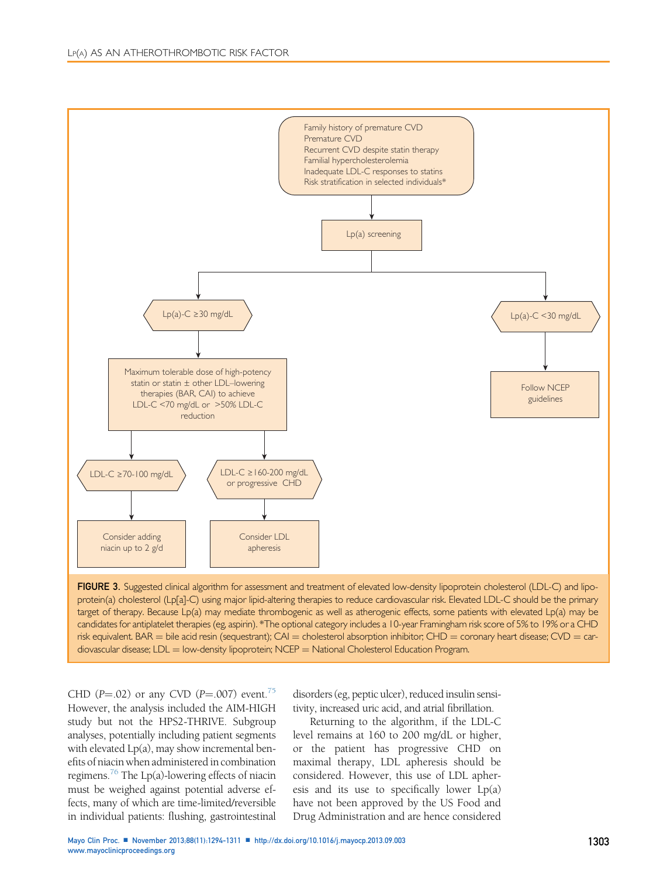Family history of premature CVD
Premature CVD
Recurrent CVD despite statin therapy
Familial hypercholesterolemia
Inadequate LDL-C responses to statins
Risk stratification in selected individuals*

→ Lp(a) screening

- Lp(a)-C ≥30 mg/dL
  - Maximum tolerable dose of high-potency statin or statin ± other LDL–lowering therapies (BAR, CAI) to achieve LDL-C <70 mg/dL or >50% LDL-C reduction
    - LDL-C ≥70-100 mg/dL → Consider adding niacin up to 2 g/d
    - LDL-C ≥160-200 mg/dL or progressive CHD → Consider LDL apheresis
- Lp(a)-C <30 mg/dL
  - Follow NCEP guidelines

**FIGURE 3.** Suggested clinical algorithm for assessment and treatment of elevated low-density lipoprotein cholesterol (LDL-C) and lipoprotein(a) cholesterol (Lp[a]-C) using major lipid-altering therapies to reduce cardiovascular risk. Elevated LDL-C should be the primary target of therapy. Because Lp(a) may mediate thrombogenic as well as atherogenic effects, some patients with elevated Lp(a) may be candidates for antiplatelet therapies (eg, aspirin). *The optional category includes a 10-year Framingham risk score of 5% to 19% or a CHD risk equivalent. BAR = bile acid resin (sequestrant); CAI = cholesterol absorption inhibitor; CHD = coronary heart disease; CVD = cardiovascular disease; LDL = low-density lipoprotein; NCEP = National Cholesterol Education Program.

CHD ($P$=.02) or any CVD ($P$=.007) event.[75] However, the analysis included the AIM-HIGH study but not the HPS2-THRIVE. Subgroup analyses, potentially including patient segments with elevated Lp(a), may show incremental benefits of niacin when administered in combination regimens.[76] The Lp(a)-lowering effects of niacin must be weighed against potential adverse effects, many of which are time-limited/reversible in individual patients: flushing, gastrointestinal disorders (eg, peptic ulcer), reduced insulin sensitivity, increased uric acid, and atrial fibrillation.

Returning to the algorithm, if the LDL-C level remains at 160 to 200 mg/dL or higher, or the patient has progressive CHD on maximal therapy, LDL apheresis should be considered. However, this use of LDL apheresis and its use to specifically lower Lp(a) have not been approved by the US Food and Drug Administration and are hence considered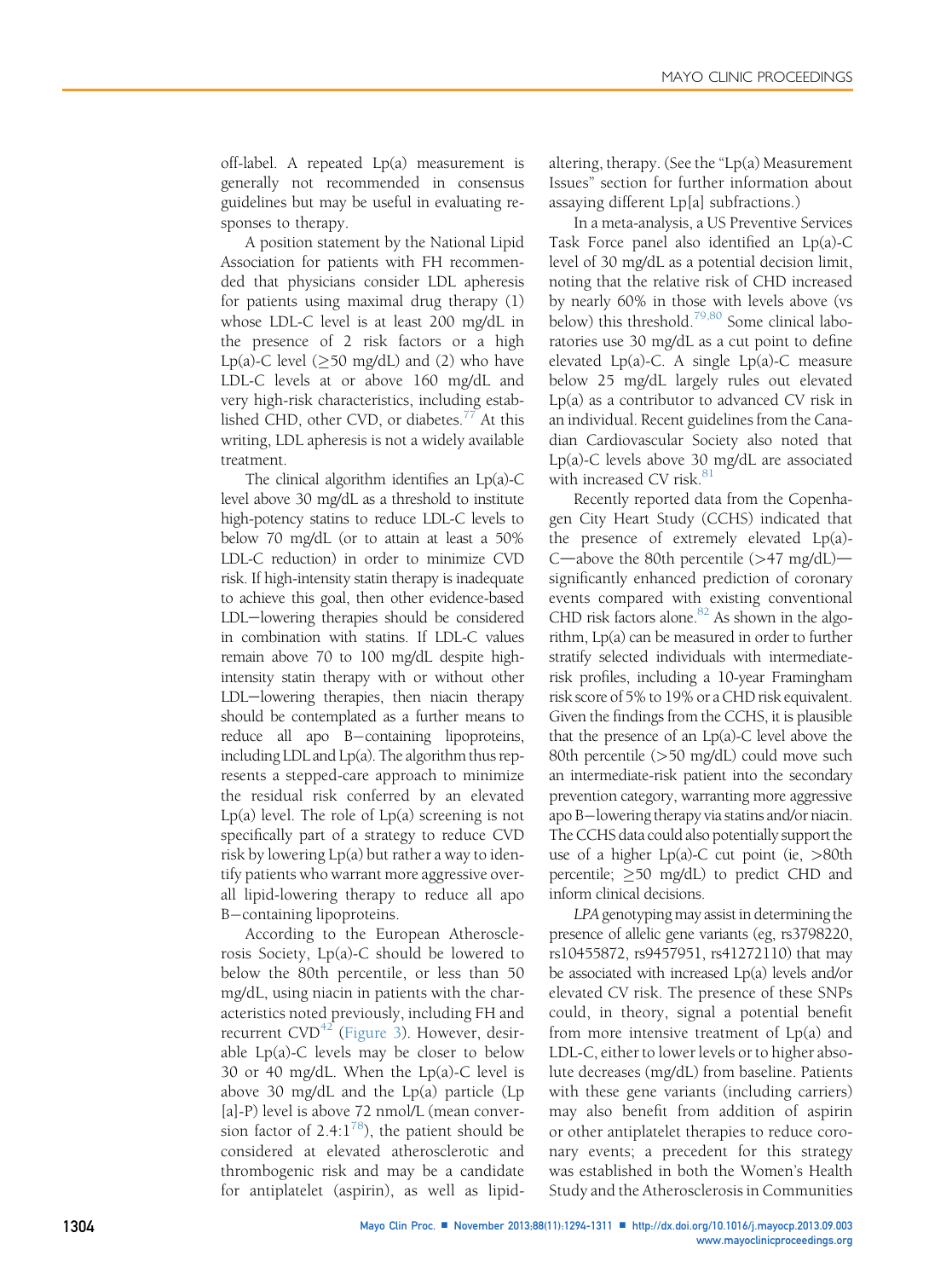off-label. A repeated Lp(a) measurement is generally not recommended in consensus guidelines but may be useful in evaluating responses to therapy.

A position statement by the National Lipid Association for patients with FH recommended that physicians consider LDL apheresis for patients using maximal drug therapy (1) whose LDL-C level is at least 200 mg/dL in the presence of 2 risk factors or a high Lp(a)-C level (≥50 mg/dL) and (2) who have LDL-C levels at or above 160 mg/dL and very high-risk characteristics, including established CHD, other CVD, or diabetes.[77] At this writing, LDL apheresis is not a widely available treatment.

The clinical algorithm identifies an Lp(a)-C level above 30 mg/dL as a threshold to institute high-potency statins to reduce LDL-C levels to below 70 mg/dL (or to attain at least a 50% LDL-C reduction) in order to minimize CVD risk. If high-intensity statin therapy is inadequate to achieve this goal, then other evidence-based LDL−lowering therapies should be considered in combination with statins. If LDL-C values remain above 70 to 100 mg/dL despite high-intensity statin therapy with or without other LDL−lowering therapies, then niacin therapy should be contemplated as a further means to reduce all apo B−containing lipoproteins, including LDL and Lp(a). The algorithm thus represents a stepped-care approach to minimize the residual risk conferred by an elevated Lp(a) level. The role of Lp(a) screening is not specifically part of a strategy to reduce CVD risk by lowering Lp(a) but rather a way to identify patients who warrant more aggressive overall lipid-lowering therapy to reduce all apo B−containing lipoproteins.

According to the European Atherosclerosis Society, Lp(a)-C should be lowered to below the 80th percentile, or less than 50 mg/dL, using niacin in patients with the characteristics noted previously, including FH and recurrent CVD[42] (Figure 3). However, desirable Lp(a)-C levels may be closer to below 30 or 40 mg/dL. When the Lp(a)-C level is above 30 mg/dL and the Lp(a) particle (Lp[a]-P) level is above 72 nmol/L (mean conversion factor of 2.4:1[78]), the patient should be considered at elevated atherosclerotic and thrombogenic risk and may be a candidate for antiplatelet (aspirin), as well as lipid-altering, therapy. (See the "Lp(a) Measurement Issues" section for further information about assaying different Lp[a] subfractions.)

In a meta-analysis, a US Preventive Services Task Force panel also identified an Lp(a)-C level of 30 mg/dL as a potential decision limit, noting that the relative risk of CHD increased by nearly 60% in those with levels above (vs below) this threshold.[79,80] Some clinical laboratories use 30 mg/dL as a cut point to define elevated Lp(a)-C. A single Lp(a)-C measure below 25 mg/dL largely rules out elevated Lp(a) as a contributor to advanced CV risk in an individual. Recent guidelines from the Canadian Cardiovascular Society also noted that Lp(a)-C levels above 30 mg/dL are associated with increased CV risk.[81]

Recently reported data from the Copenhagen City Heart Study (CCHS) indicated that the presence of extremely elevated Lp(a)-C—above the 80th percentile (>47 mg/dL)—significantly enhanced prediction of coronary events compared with existing conventional CHD risk factors alone.[82] As shown in the algorithm, Lp(a) can be measured in order to further stratify selected individuals with intermediate-risk profiles, including a 10-year Framingham risk score of 5% to 19% or a CHD risk equivalent. Given the findings from the CCHS, it is plausible that the presence of an Lp(a)-C level above the 80th percentile (>50 mg/dL) could move such an intermediate-risk patient into the secondary prevention category, warranting more aggressive apo B−lowering therapy via statins and/or niacin. The CCHS data could also potentially support the use of a higher Lp(a)-C cut point (ie, >80th percentile; ≥50 mg/dL) to predict CHD and inform clinical decisions.

*LPA* genotyping may assist in determining the presence of allelic gene variants (eg, rs3798220, rs10455872, rs9457951, rs41272110) that may be associated with increased Lp(a) levels and/or elevated CV risk. The presence of these SNPs could, in theory, signal a potential benefit from more intensive treatment of Lp(a) and LDL-C, either to lower levels or to higher absolute decreases (mg/dL) from baseline. Patients with these gene variants (including carriers) may also benefit from addition of aspirin or other antiplatelet therapies to reduce coronary events; a precedent for this strategy was established in both the Women's Health Study and the Atherosclerosis in Communities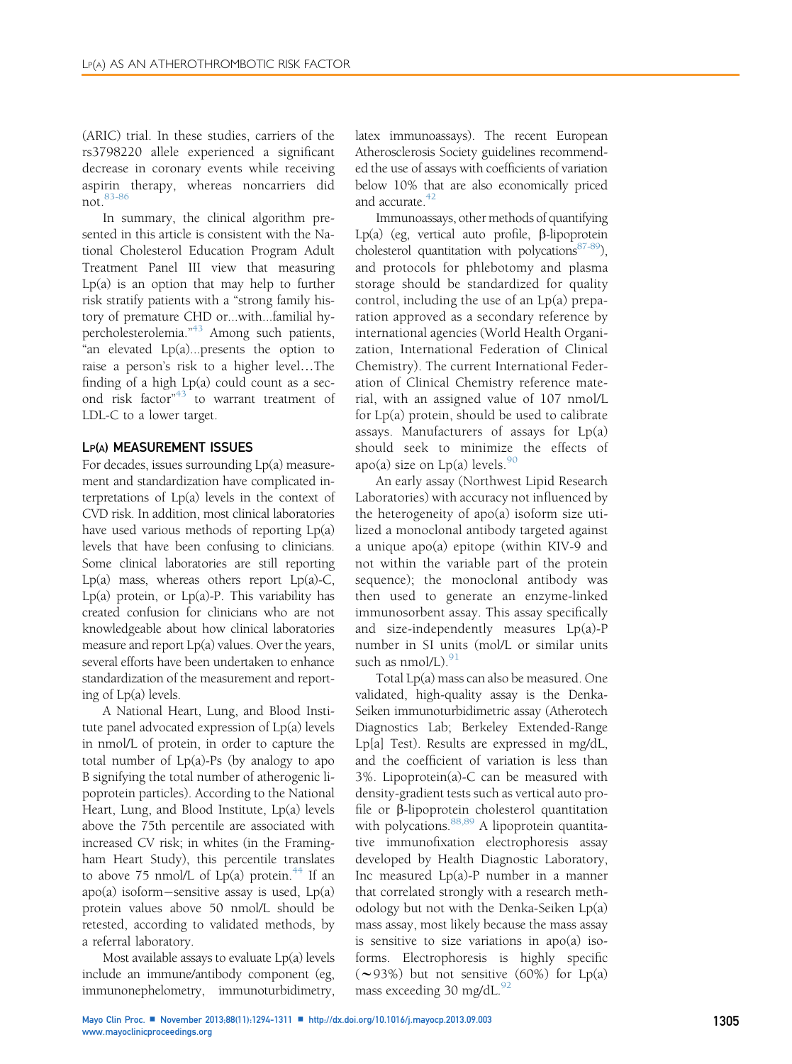(ARIC) trial. In these studies, carriers of the rs3798220 allele experienced a significant decrease in coronary events while receiving aspirin therapy, whereas noncarriers did not.[83-86]

In summary, the clinical algorithm presented in this article is consistent with the National Cholesterol Education Program Adult Treatment Panel III view that measuring Lp(a) is an option that may help to further risk stratify patients with a "strong family history of premature CHD or...with...familial hypercholesterolemia."[43] Among such patients, "an elevated Lp(a)...presents the option to raise a person's risk to a higher level…The finding of a high Lp(a) could count as a second risk factor"[43] to warrant treatment of LDL-C to a lower target.

## Lp(a) MEASUREMENT ISSUES

For decades, issues surrounding Lp(a) measurement and standardization have complicated interpretations of Lp(a) levels in the context of CVD risk. In addition, most clinical laboratories have used various methods of reporting Lp(a) levels that have been confusing to clinicians. Some clinical laboratories are still reporting Lp(a) mass, whereas others report Lp(a)-C, Lp(a) protein, or Lp(a)-P. This variability has created confusion for clinicians who are not knowledgeable about how clinical laboratories measure and report Lp(a) values. Over the years, several efforts have been undertaken to enhance standardization of the measurement and reporting of Lp(a) levels.

A National Heart, Lung, and Blood Institute panel advocated expression of Lp(a) levels in nmol/L of protein, in order to capture the total number of Lp(a)-Ps (by analogy to apo B signifying the total number of atherogenic lipoprotein particles). According to the National Heart, Lung, and Blood Institute, Lp(a) levels above the 75th percentile are associated with increased CV risk; in whites (in the Framingham Heart Study), this percentile translates to above 75 nmol/L of Lp(a) protein.[44] If an apo(a) isoform−sensitive assay is used, Lp(a) protein values above 50 nmol/L should be retested, according to validated methods, by a referral laboratory.

Most available assays to evaluate Lp(a) levels include an immune/antibody component (eg, immunonephelometry, immunoturbidimetry, latex immunoassays). The recent European Atherosclerosis Society guidelines recommended the use of assays with coefficients of variation below 10% that are also economically priced and accurate.[42]

Immunoassays, other methods of quantifying Lp(a) (eg, vertical auto profile, β-lipoprotein cholesterol quantitation with polycations[87-89]), and protocols for phlebotomy and plasma storage should be standardized for quality control, including the use of an Lp(a) preparation approved as a secondary reference by international agencies (World Health Organization, International Federation of Clinical Chemistry). The current International Federation of Clinical Chemistry reference material, with an assigned value of 107 nmol/L for Lp(a) protein, should be used to calibrate assays. Manufacturers of assays for Lp(a) should seek to minimize the effects of apo(a) size on Lp(a) levels.[90]

An early assay (Northwest Lipid Research Laboratories) with accuracy not influenced by the heterogeneity of apo(a) isoform size utilized a monoclonal antibody targeted against a unique apo(a) epitope (within KIV-9 and not within the variable part of the protein sequence); the monoclonal antibody was then used to generate an enzyme-linked immunosorbent assay. This assay specifically and size-independently measures Lp(a)-P number in SI units (mol/L or similar units such as nmol/L).[91]

Total Lp(a) mass can also be measured. One validated, high-quality assay is the Denka-Seiken immunoturbidimetric assay (Atherotech Diagnostics Lab; Berkeley Extended-Range Lp[a] Test). Results are expressed in mg/dL, and the coefficient of variation is less than 3%. Lipoprotein(a)-C can be measured with density-gradient tests such as vertical auto profile or β-lipoprotein cholesterol quantitation with polycations.[88,89] A lipoprotein quantitative immunofixation electrophoresis assay developed by Health Diagnostic Laboratory, Inc measured Lp(a)-P number in a manner that correlated strongly with a research methodology but not with the Denka-Seiken Lp(a) mass assay, most likely because the mass assay is sensitive to size variations in apo(a) isoforms. Electrophoresis is highly specific (∼93%) but not sensitive (60%) for Lp(a) mass exceeding 30 mg/dL.[92]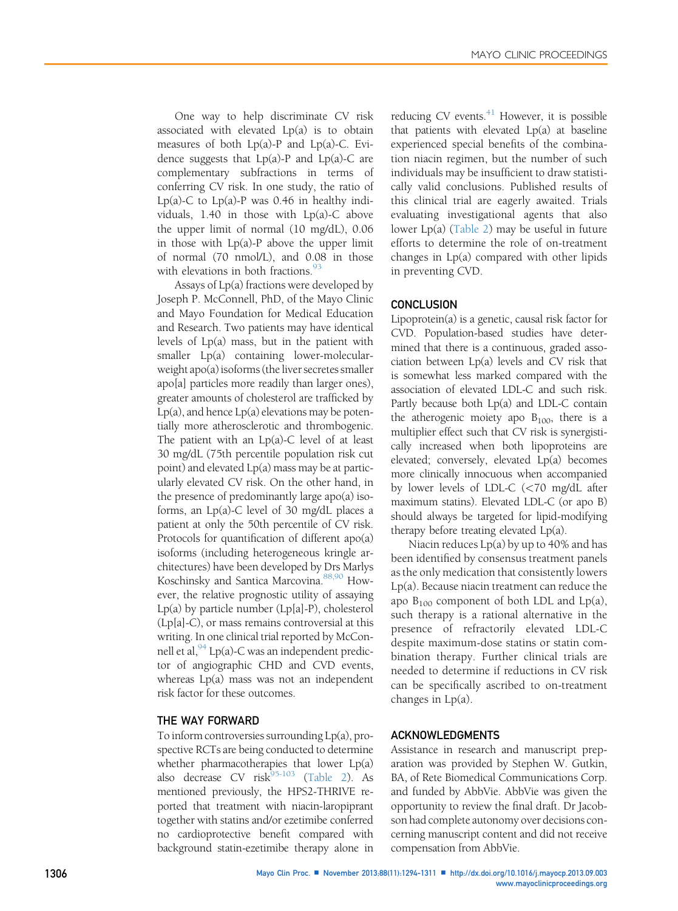One way to help discriminate CV risk associated with elevated Lp(a) is to obtain measures of both Lp(a)-P and Lp(a)-C. Evidence suggests that Lp(a)-P and Lp(a)-C are complementary subfractions in terms of conferring CV risk. In one study, the ratio of Lp(a)-C to Lp(a)-P was 0.46 in healthy individuals, 1.40 in those with Lp(a)-C above the upper limit of normal (10 mg/dL), 0.06 in those with Lp(a)-P above the upper limit of normal (70 nmol/L), and 0.08 in those with elevations in both fractions.[93]

Assays of Lp(a) fractions were developed by Joseph P. McConnell, PhD, of the Mayo Clinic and Mayo Foundation for Medical Education and Research. Two patients may have identical levels of Lp(a) mass, but in the patient with smaller Lp(a) containing lower-molecular-weight apo(a) isoforms (the liver secretes smaller apo[a] particles more readily than larger ones), greater amounts of cholesterol are trafficked by Lp(a), and hence Lp(a) elevations may be potentially more atherosclerotic and thrombogenic. The patient with an Lp(a)-C level of at least 30 mg/dL (75th percentile population risk cut point) and elevated Lp(a) mass may be at particularly elevated CV risk. On the other hand, in the presence of predominantly large apo(a) isoforms, an Lp(a)-C level of 30 mg/dL places a patient at only the 50th percentile of CV risk. Protocols for quantification of different apo(a) isoforms (including heterogeneous kringle architectures) have been developed by Drs Marlys Koschinsky and Santica Marcovina.[88,90] However, the relative prognostic utility of assaying Lp(a) by particle number (Lp[a]-P), cholesterol (Lp[a]-C), or mass remains controversial at this writing. In one clinical trial reported by McConnell et al,[94] Lp(a)-C was an independent predictor of angiographic CHD and CVD events, whereas Lp(a) mass was not an independent risk factor for these outcomes.

## THE WAY FORWARD

To inform controversies surrounding Lp(a), prospective RCTs are being conducted to determine whether pharmacotherapies that lower Lp(a) also decrease CV risk[95-103] (Table 2). As mentioned previously, the HPS2-THRIVE reported that treatment with niacin-laropiprant together with statins and/or ezetimibe conferred no cardioprotective benefit compared with background statin-ezetimibe therapy alone in reducing CV events.[41] However, it is possible that patients with elevated Lp(a) at baseline experienced special benefits of the combination niacin regimen, but the number of such individuals may be insufficient to draw statistically valid conclusions. Published results of this clinical trial are eagerly awaited. Trials evaluating investigational agents that also lower Lp(a) (Table 2) may be useful in future efforts to determine the role of on-treatment changes in Lp(a) compared with other lipids in preventing CVD.

## CONCLUSION

Lipoprotein(a) is a genetic, causal risk factor for CVD. Population-based studies have determined that there is a continuous, graded association between Lp(a) levels and CV risk that is somewhat less marked compared with the association of elevated LDL-C and such risk. Partly because both Lp(a) and LDL-C contain the atherogenic moiety apo $B_{100}$, there is a multiplier effect such that CV risk is synergistically increased when both lipoproteins are elevated; conversely, elevated Lp(a) becomes more clinically innocuous when accompanied by lower levels of LDL-C (<70 mg/dL after maximum statins). Elevated LDL-C (or apo B) should always be targeted for lipid-modifying therapy before treating elevated Lp(a).

Niacin reduces Lp(a) by up to 40% and has been identified by consensus treatment panels as the only medication that consistently lowers Lp(a). Because niacin treatment can reduce the apo $B_{100}$ component of both LDL and Lp(a), such therapy is a rational alternative in the presence of refractorily elevated LDL-C despite maximum-dose statins or statin combination therapy. Further clinical trials are needed to determine if reductions in CV risk can be specifically ascribed to on-treatment changes in Lp(a).

## ACKNOWLEDGMENTS

Assistance in research and manuscript preparation was provided by Stephen W. Gutkin, BA, of Rete Biomedical Communications Corp. and funded by AbbVie. AbbVie was given the opportunity to review the final draft. Dr Jacobson had complete autonomy over decisions concerning manuscript content and did not receive compensation from AbbVie.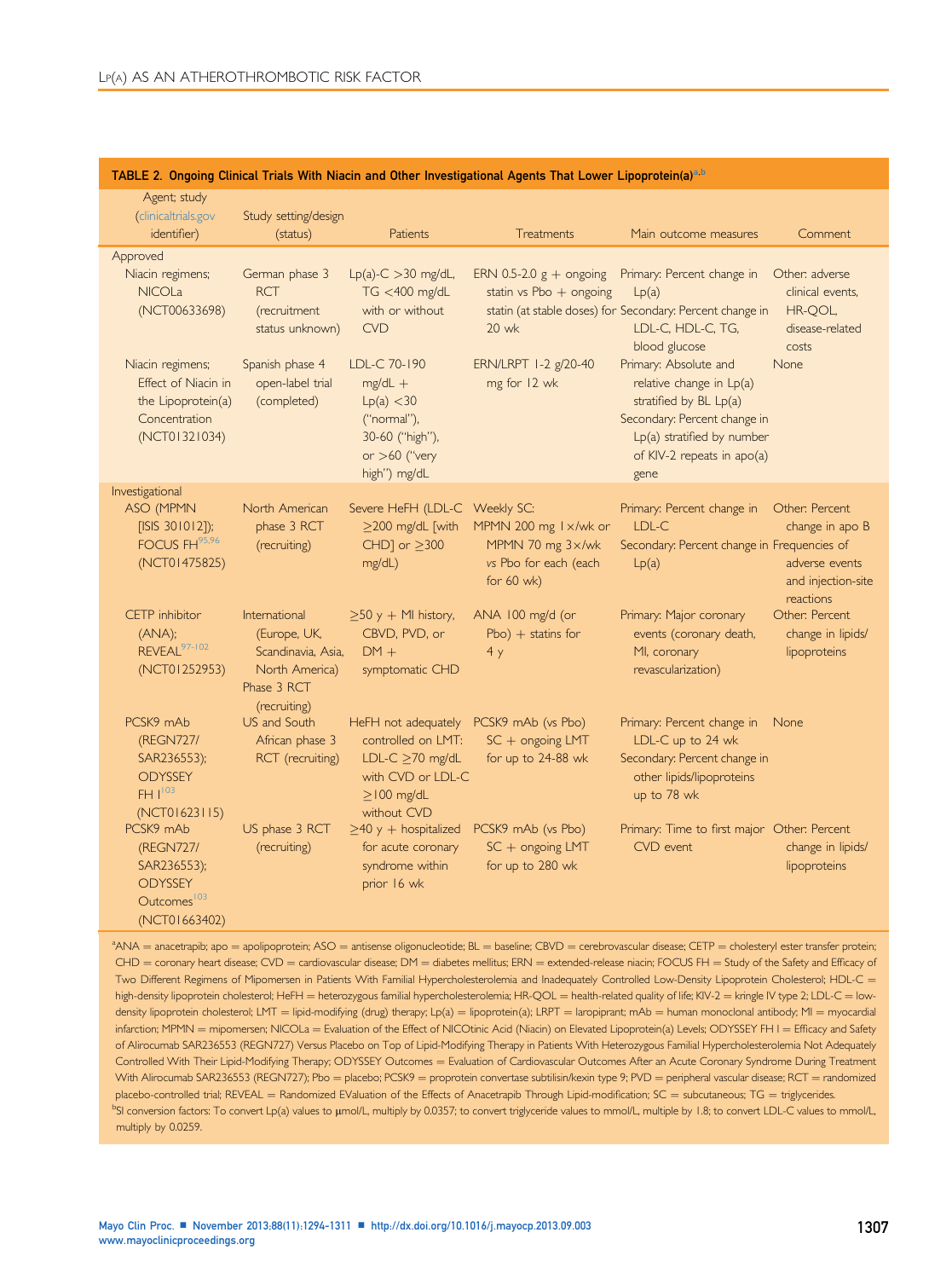**TABLE 2. Ongoing Clinical Trials With Niacin and Other Investigational Agents That Lower Lipoprotein(a)[a,b]**

| Agent; study (clinicaltrials.gov identifier) | Study setting/design (status) | Patients | Treatments | Main outcome measures | Comment |
|---|---|---|---|---|---|
| Approved | | | | | |
| Niacin regimens; NICOLa (NCT00633698) | German phase 3 RCT (recruitment status unknown) | Lp(a)-C >30 mg/dL, TG <400 mg/dL with or without CVD | ERN 0.5-2.0 g + ongoing statin vs Pbo + ongoing statin (at stable doses) for 20 wk | Primary: Percent change in Lp(a)<br>Secondary: Percent change in LDL-C, HDL-C, TG, blood glucose | Other: adverse clinical events, HR-QOL, disease-related costs |
| Niacin regimens; Effect of Niacin in the Lipoprotein(a) Concentration (NCT01321034) | Spanish phase 4 open-label trial (completed) | LDL-C 70-190 mg/dL + Lp(a) <30 ("normal"), 30-60 ("high"), or >60 ("very high") mg/dL | ERN/LRPT 1-2 g/20-40 mg for 12 wk | Primary: Absolute and relative change in Lp(a) stratified by BL Lp(a)<br>Secondary: Percent change in Lp(a) stratified by number of KIV-2 repeats in apo(a) gene | None |
| Investigational | | | | | |
| ASO (MPMN [ISIS 301012]); FOCUS FH[95,96] (NCT01475825) | North American phase 3 RCT (recruiting) | Severe HeFH (LDL-C ≥200 mg/dL [with CHD] or ≥300 mg/dL) | Weekly SC: MPMN 200 mg 1×/wk or MPMN 70 mg 3×/wk vs Pbo for each (each for 60 wk) | Primary: Percent change in LDL-C<br>Secondary: Percent change in Lp(a) | Other: Percent change in apo B Frequencies of adverse events and injection-site reactions |
| CETP inhibitor (ANA); REVEAL[97-102] (NCT01252953) | International (Europe, UK, Scandinavia, Asia, North America) Phase 3 RCT (recruiting) | ≥50 y + MI history, CBVD, PVD, or DM + symptomatic CHD | ANA 100 mg/d (or Pbo) + statins for 4 y | Primary: Major coronary events (coronary death, MI, coronary revascularization) | Other: Percent change in lipids/lipoproteins |
| PCSK9 mAb (REGN727/SAR236553); ODYSSEY FH I[103] (NCT01623115) | US and South African phase 3 RCT (recruiting) | HeFH not adequately controlled on LMT: LDL-C ≥70 mg/dL with CVD or LDL-C ≥100 mg/dL without CVD | PCSK9 mAb (vs Pbo) SC + ongoing LMT for up to 24-88 wk | Primary: Percent change in LDL-C up to 24 wk<br>Secondary: Percent change in other lipids/lipoproteins up to 78 wk | None |
| PCSK9 mAb (REGN727/SAR236553); ODYSSEY Outcomes[103] (NCT01663402) | US phase 3 RCT (recruiting) | ≥40 y + hospitalized for acute coronary syndrome within prior 16 wk | PCSK9 mAb (vs Pbo) SC + ongoing LMT for up to 280 wk | Primary: Time to first major CVD event | Other: Percent change in lipids/lipoproteins |

[a]ANA = anacetrapib; apo = apolipoprotein; ASO = antisense oligonucleotide; BL = baseline; CBVD = cerebrovascular disease; CETP = cholesteryl ester transfer protein; CHD = coronary heart disease; CVD = cardiovascular disease; DM = diabetes mellitus; ERN = extended-release niacin; FOCUS FH = Study of the Safety and Efficacy of Two Different Regimens of Mipomersen in Patients With Familial Hypercholesterolemia and Inadequately Controlled Low-Density Lipoprotein Cholesterol; HDL-C = high-density lipoprotein cholesterol; HeFH = heterozygous familial hypercholesterolemia; HR-QOL = health-related quality of life; KIV-2 = kringle IV type 2; LDL-C = low-density lipoprotein cholesterol; LMT = lipid-modifying (drug) therapy; Lp(a) = lipoprotein(a); LRPT = laropiprant; mAb = human monoclonal antibody; MI = myocardial infarction; MPMN = mipomersen; NICOLa = Evaluation of the Effect of NICOtinic Acid (Niacin) on Elevated Lipoprotein(a) Levels; ODYSSEY FH I = Efficacy and Safety of Alirocumab SAR236553 (REGN727) Versus Placebo on Top of Lipid-Modifying Therapy in Patients With Heterozygous Familial Hypercholesterolemia Not Adequately Controlled With Their Lipid-Modifying Therapy; ODYSSEY Outcomes = Evaluation of Cardiovascular Outcomes After an Acute Coronary Syndrome During Treatment With Alirocumab SAR236553 (REGN727); Pbo = placebo; PCSK9 = proprotein convertase subtilisin/kexin type 9; PVD = peripheral vascular disease; RCT = randomized placebo-controlled trial; REVEAL = Randomized EValuation of the Effects of Anacetrapib Through Lipid-modification; SC = subcutaneous; TG = triglycerides.

[b]SI conversion factors: To convert Lp(a) values to μmol/L, multiply by 0.0357; to convert triglyceride values to mmol/L, multiple by 1.8; to convert LDL-C values to mmol/L, multiply by 0.0259.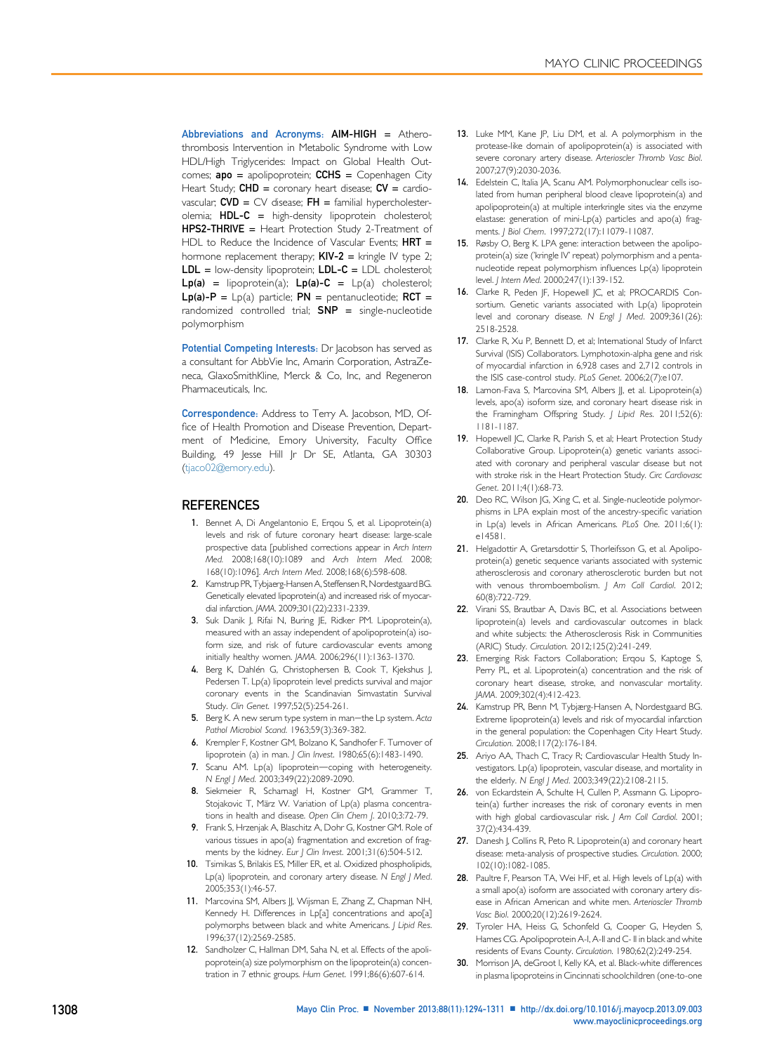**Abbreviations and Acronyms:** **AIM-HIGH** = Atherothrombosis Intervention in Metabolic Syndrome with Low HDL/High Triglycerides: Impact on Global Health Outcomes; **apo** = apolipoprotein; **CCHS** = Copenhagen City Heart Study; **CHD** = coronary heart disease; **CV** = cardiovascular; **CVD** = CV disease; **FH** = familial hypercholesterolemia; **HDL-C** = high-density lipoprotein cholesterol; **HPS2-THRIVE** = Heart Protection Study 2-Treatment of HDL to Reduce the Incidence of Vascular Events; **HRT** = hormone replacement therapy; **KIV-2** = kringle IV type 2; **LDL** = low-density lipoprotein; **LDL-C** = LDL cholesterol; **Lp(a)** = lipoprotein(a); **Lp(a)-C** = Lp(a) cholesterol; **Lp(a)-P** = Lp(a) particle; **PN** = pentanucleotide; **RCT** = randomized controlled trial; **SNP** = single-nucleotide polymorphism

**Potential Competing Interests:** Dr Jacobson has served as a consultant for AbbVie Inc, Amarin Corporation, AstraZeneca, GlaxoSmithKline, Merck & Co, Inc, and Regeneron Pharmaceuticals, Inc.

**Correspondence:** Address to Terry A. Jacobson, MD, Office of Health Promotion and Disease Prevention, Department of Medicine, Emory University, Faculty Office Building, 49 Jesse Hill Jr Dr SE, Atlanta, GA 30303 (tjaco02@emory.edu).

## REFERENCES

1. Bennet A, Di Angelantonio E, Erqou S, et al. Lipoprotein(a) levels and risk of future coronary heart disease: large-scale prospective data [published corrections appear in *Arch Intern Med.* 2008;168(10):1089 and *Arch Intern Med.* 2008;168(10):1096]. *Arch Intern Med.* 2008;168(6):598-608.
2. Kamstrup PR, Tybjaerg-Hansen A, Steffensen R, Nordestgaard BG. Genetically elevated lipoprotein(a) and increased risk of myocardial infarction. *JAMA.* 2009;301(22):2331-2339.
3. Suk Danik J, Rifai N, Buring JE, Ridker PM. Lipoprotein(a), measured with an assay independent of apolipoprotein(a) isoform size, and risk of future cardiovascular events among initially healthy women. *JAMA.* 2006;296(11):1363-1370.
4. Berg K, Dahlén G, Christophersen B, Cook T, Kjekshus J, Pedersen T. Lp(a) lipoprotein level predicts survival and major coronary events in the Scandinavian Simvastatin Survival Study. *Clin Genet.* 1997;52(5):254-261.
5. Berg K. A new serum type system in man—the Lp system. *Acta Pathol Microbiol Scand.* 1963;59(3):369-382.
6. Krempler F, Kostner GM, Bolzano K, Sandhofer F. Turnover of lipoprotein (a) in man. *J Clin Invest.* 1980;65(6):1483-1490.
7. Scanu AM. Lp(a) lipoprotein—coping with heterogeneity. *N Engl J Med.* 2003;349(22):2089-2090.
8. Siekmeier R, Scharnagl H, Kostner GM, Grammer T, Stojakovic T, März W. Variation of Lp(a) plasma concentrations in health and disease. *Open Clin Chem J.* 2010;3:72-79.
9. Frank S, Hrzenjak A, Blaschitz A, Dohr G, Kostner GM. Role of various tissues in apo(a) fragmentation and excretion of fragments by the kidney. *Eur J Clin Invest.* 2001;31(6):504-512.
10. Tsimikas S, Brilakis ES, Miller ER, et al. Oxidized phospholipids, Lp(a) lipoprotein, and coronary artery disease. *N Engl J Med.* 2005;353(1):46-57.
11. Marcovina SM, Albers JJ, Wijsman E, Zhang Z, Chapman NH, Kennedy H. Differences in Lp[a] concentrations and apo[a] polymorphs between black and white Americans. *J Lipid Res.* 1996;37(12):2569-2585.
12. Sandholzer C, Hallman DM, Saha N, et al. Effects of the apolipoprotein(a) size polymorphism on the lipoprotein(a) concentration in 7 ethnic groups. *Hum Genet.* 1991;86(6):607-614.
13. Luke MM, Kane JP, Liu DM, et al. A polymorphism in the protease-like domain of apolipoprotein(a) is associated with severe coronary artery disease. *Arterioscler Thromb Vasc Biol.* 2007;27(9):2030-2036.
14. Edelstein C, Italia JA, Scanu AM. Polymorphonuclear cells isolated from human peripheral blood cleave lipoprotein(a) and apolipoprotein(a) at multiple interkringle sites via the enzyme elastase: generation of mini-Lp(a) particles and apo(a) fragments. *J Biol Chem.* 1997;272(17):11079-11087.
15. Røsby O, Berg K. LPA gene: interaction between the apolipoprotein(a) size ('kringle IV' repeat) polymorphism and a pentanucleotide repeat polymorphism influences Lp(a) lipoprotein level. *J Intern Med.* 2000;247(1):139-152.
16. Clarke R, Peden JF, Hopewell JC, et al; PROCARDIS Consortium. Genetic variants associated with Lp(a) lipoprotein level and coronary disease. *N Engl J Med.* 2009;361(26):2518-2528.
17. Clarke R, Xu P, Bennett D, et al; International Study of Infarct Survival (ISIS) Collaborators. Lymphotoxin-alpha gene and risk of myocardial infarction in 6,928 cases and 2,712 controls in the ISIS case-control study. *PLoS Genet.* 2006;2(7):e107.
18. Lamon-Fava S, Marcovina SM, Albers JJ, et al. Lipoprotein(a) levels, apo(a) isoform size, and coronary heart disease risk in the Framingham Offspring Study. *J Lipid Res.* 2011;52(6):1181-1187.
19. Hopewell JC, Clarke R, Parish S, et al; Heart Protection Study Collaborative Group. Lipoprotein(a) genetic variants associated with coronary and peripheral vascular disease but not with stroke risk in the Heart Protection Study. *Circ Cardiovasc Genet.* 2011;4(1):68-73.
20. Deo RC, Wilson JG, Xing C, et al. Single-nucleotide polymorphisms in LPA explain most of the ancestry-specific variation in Lp(a) levels in African Americans. *PLoS One.* 2011;6(1):e14581.
21. Helgadottir A, Gretarsdottir S, Thorleifsson G, et al. Apolipoprotein(a) genetic sequence variants associated with systemic atherosclerosis and coronary atherosclerotic burden but not with venous thromboembolism. *J Am Coll Cardiol.* 2012;60(8):722-729.
22. Virani SS, Brautbar A, Davis BC, et al. Associations between lipoprotein(a) levels and cardiovascular outcomes in black and white subjects: the Atherosclerosis Risk in Communities (ARIC) Study. *Circulation.* 2012;125(2):241-249.
23. Emerging Risk Factors Collaboration; Erqou S, Kaptoge S, Perry PL, et al. Lipoprotein(a) concentration and the risk of coronary heart disease, stroke, and nonvascular mortality. *JAMA.* 2009;302(4):412-423.
24. Kamstrup PR, Benn M, Tybjærg-Hansen A, Nordestgaard BG. Extreme lipoprotein(a) levels and risk of myocardial infarction in the general population: the Copenhagen City Heart Study. *Circulation.* 2008;117(2):176-184.
25. Ariyo AA, Thach C, Tracy R; Cardiovascular Health Study Investigators. Lp(a) lipoprotein, vascular disease, and mortality in the elderly. *N Engl J Med.* 2003;349(22):2108-2115.
26. von Eckardstein A, Schulte H, Cullen P, Assmann G. Lipoprotein(a) further increases the risk of coronary events in men with high global cardiovascular risk. *J Am Coll Cardiol.* 2001;37(2):434-439.
27. Danesh J, Collins R, Peto R. Lipoprotein(a) and coronary heart disease: meta-analysis of prospective studies. *Circulation.* 2000;102(10):1082-1085.
28. Paultre F, Pearson TA, Wei HF, et al. High levels of Lp(a) with a small apo(a) isoform are associated with coronary artery disease in African American and white men. *Arterioscler Thromb Vasc Biol.* 2000;20(12):2619-2624.
29. Tyroler HA, Heiss G, Schonfeld G, Cooper G, Heyden S, Hames CG. Apolipoprotein A-I, A-II and C-II in black and white residents of Evans County. *Circulation.* 1980;62(2):249-254.
30. Morrison JA, deGroot I, Kelly KA, et al. Black-white differences in plasma lipoproteins in Cincinnati schoolchildren (one-to-one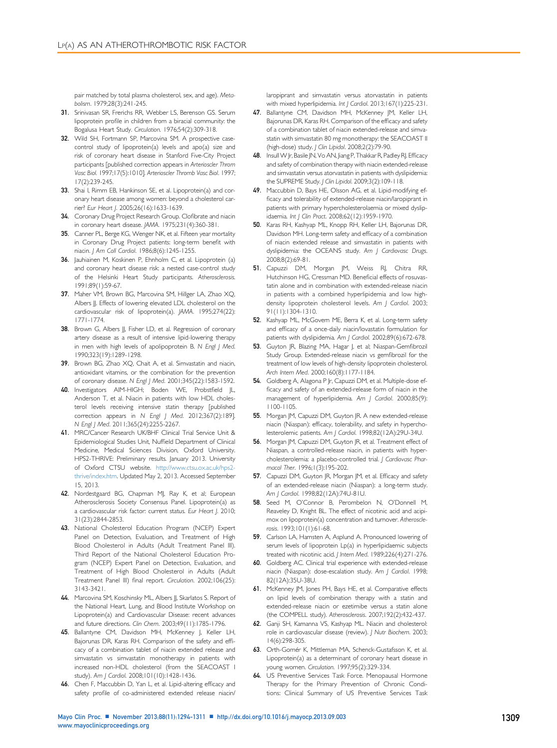pair matched by total plasma cholesterol, sex, and age). *Metabolism*. 1979;28(3):241-245.

31. Srinivasan SR, Frerichs RR, Webber LS, Berenson GS. Serum lipoprotein profile in children from a biracial community: the Bogalusa Heart Study. *Circulation*. 1976;54(2):309-318.
32. Wild SH, Fortmann SP, Marcovina SM. A prospective case-control study of lipoprotein(a) levels and apo(a) size and risk of coronary heart disease in Stanford Five-City Project participants [published correction appears in *Arterioscler Throm Vasc Biol*. 1997;17(5):1010]. *Arterioscler Thromb Vasc Biol*. 1997; 17(2):239-245.
33. Shai I, Rimm EB, Hankinson SE, et al. Lipoprotein(a) and coronary heart disease among women: beyond a cholesterol carrier? *Eur Heart J*. 2005;26(16):1633-1639.
34. Coronary Drug Project Research Group. Clofibrate and niacin in coronary heart disease. *JAMA*. 1975;231(4):360-381.
35. Canner PL, Berge KG, Wenger NK, et al. Fifteen year mortality in Coronary Drug Project patients: long-term benefit with niacin. *J Am Coll Cardiol*. 1986;8(6):1245-1255.
36. Jauhiainen M, Koskinen P, Ehnholm C, et al. Lipoprotein (a) and coronary heart disease risk: a nested case-control study of the Helsinki Heart Study participants. *Atherosclerosis*. 1991;89(1):59-67.
37. Maher VM, Brown BG, Marcovina SM, Hillger LA, Zhao XQ, Albers JJ. Effects of lowering elevated LDL cholesterol on the cardiovascular risk of lipoprotein(a). *JAMA*. 1995;274(22): 1771-1774.
38. Brown G, Albers JJ, Fisher LD, et al. Regression of coronary artery disease as a result of intensive lipid-lowering therapy in men with high levels of apolipoprotein B. *N Engl J Med*. 1990;323(19):1289-1298.
39. Brown BG, Zhao XQ, Chait A, et al. Simvastatin and niacin, antioxidant vitamins, or the combination for the prevention of coronary disease. *N Engl J Med*. 2001;345(22):1583-1592.
40. Investigators AIM-HIGH; Boden WE, Probstfield JL, Anderson T, et al. Niacin in patients with low HDL cholesterol levels receiving intensive statin therapy [published correction appears in *N Engl J Med*. 2012;367(2):189]. *N Engl J Med*. 2011;365(24):2255-2267.
41. MRC/Cancer Research UK/BHF Clinical Trial Service Unit & Epidemiological Studies Unit, Nuffield Department of Clinical Medicine, Medical Sciences Division, Oxford University. HPS2-THRIVE: Preliminary results. January 2013. University of Oxford CTSU website. http://www.ctsu.ox.ac.uk/hps2-thrive/index.htm. Updated May 2, 2013. Accessed September 15, 2013.
42. Nordestgaard BG, Chapman MJ, Ray K, et al; European Atherosclerosis Society Consensus Panel. Lipoprotein(a) as a cardiovascular risk factor: current status. *Eur Heart J*. 2010; 31(23):2844-2853.
43. National Cholesterol Education Program (NCEP) Expert Panel on Detection, Evaluation, and Treatment of High Blood Cholesterol in Adults (Adult Treatment Panel III). Third Report of the National Cholesterol Education Program (NCEP) Expert Panel on Detection, Evaluation, and Treatment of High Blood Cholesterol in Adults (Adult Treatment Panel III) final report. *Circulation*. 2002;106(25): 3143-3421.
44. Marcovina SM, Koschinsky ML, Albers JJ, Skarlatos S. Report of the National Heart, Lung, and Blood Institute Workshop on Lipoprotein(a) and Cardiovascular Disease: recent advances and future directions. *Clin Chem*. 2003;49(11):1785-1796.
45. Ballantyne CM, Davidson MH, McKenney J, Keller LH, Bajorunas DR, Karas RH. Comparison of the safety and efficacy of a combination tablet of niacin extended release and simvastatin vs simvastatin monotherapy in patients with increased non-HDL cholesterol (from the SEACOAST I study). *Am J Cardiol*. 2008;101(10):1428-1436.
46. Chen F, Maccubbin D, Yan L, et al. Lipid-altering efficacy and safety profile of co-administered extended release niacin/laropiprant and simvastatin versus atorvastatin in patients with mixed hyperlipidemia. *Int J Cardiol*. 2013;167(1):225-231.
47. Ballantyne CM, Davidson MH, McKenney JM, Keller LH, Bajorunas DR, Karas RH. Comparison of the efficacy and safety of a combination tablet of niacin extended-release and simvastatin with simvastatin 80 mg monotherapy: the SEACOAST II (high-dose) study. *J Clin Lipidol*. 2008;2(2):79-90.
48. Insull W Jr, Basile JN, Vo AN, Jiang P, Thakkar R, Padley RJ. Efficacy and safety of combination therapy with niacin extended-release and simvastatin versus atorvastatin in patients with dyslipidemia: the SUPREME Study. *J Clin Lipidol*. 2009;3(2):109-118.
49. Maccubbin D, Bays HE, Olsson AG, et al. Lipid-modifying efficacy and tolerability of extended-release niacin/laropiprant in patients with primary hypercholesterolaemia or mixed dyslipidaemia. *Int J Clin Pract*. 2008;62(12):1959-1970.
50. Karas RH, Kashyap ML, Knopp RH, Keller LH, Bajorunas DR, Davidson MH. Long-term safety and efficacy of a combination of niacin extended release and simvastatin in patients with dyslipidemia: the OCEANS study. *Am J Cardiovasc Drugs*. 2008;8(2):69-81.
51. Capuzzi DM, Morgan JM, Weiss RJ, Chitra RR, Hutchinson HG, Cressman MD. Beneficial effects of rosuvastatin alone and in combination with extended-release niacin in patients with a combined hyperlipidemia and low high-density lipoprotein cholesterol levels. *Am J Cardiol*. 2003; 91(11):1304-1310.
52. Kashyap ML, McGovern ME, Berra K, et al. Long-term safety and efficacy of a once-daily niacin/lovastatin formulation for patients with dyslipidemia. *Am J Cardiol*. 2002;89(6):672-678.
53. Guyton JR, Blazing MA, Hagar J, et al; Niaspan-Gemfibrozil Study Group. Extended-release niacin vs gemfibrozil for the treatment of low levels of high-density lipoprotein cholesterol. *Arch Intern Med*. 2000;160(8):1177-1184.
54. Goldberg A, Alagona P Jr, Capuzzi DM, et al. Multiple-dose efficacy and safety of an extended-release form of niacin in the management of hyperlipidemia. *Am J Cardiol*. 2000;85(9): 1100-1105.
55. Morgan JM, Capuzzi DM, Guyton JR. A new extended-release niacin (Niaspan): efficacy, tolerability, and safety in hypercholesterolemic patients. *Am J Cardiol*. 1998;82(12A):29U-34U.
56. Morgan JM, Capuzzi DM, Guyton JR, et al. Treatment effect of Niaspan, a controlled-release niacin, in patients with hypercholesterolemia: a placebo-controlled trial. *J Cardiovasc Pharmacol Ther*. 1996;1(3):195-202.
57. Capuzzi DM, Guyton JR, Morgan JM, et al. Efficacy and safety of an extended-release niacin (Niaspan): a long-term study. *Am J Cardiol*. 1998;82(12A):74U-81U.
58. Seed M, O'Connor B, Perombelon N, O'Donnell M, Reaveley D, Knight BL. The effect of nicotinic acid and acipimox on lipoprotein(a) concentration and turnover. *Atherosclerosis*. 1993;101(1):61-68.
59. Carlson LA, Hamsten A, Asplund A. Pronounced lowering of serum levels of lipoprotein Lp(a) in hyperlipidaemic subjects treated with nicotinic acid. *J Intern Med*. 1989;226(4):271-276.
60. Goldberg AC. Clinical trial experience with extended-release niacin (Niaspan): dose-escalation study. *Am J Cardiol*. 1998; 82(12A):35U-38U.
61. McKenney JM, Jones PH, Bays HE, et al. Comparative effects on lipid levels of combination therapy with a statin and extended-release niacin or ezetimibe versus a statin alone (the COMPELL study). *Atherosclerosis*. 2007;192(2):432-437.
62. Ganji SH, Kamanna VS, Kashyap ML. Niacin and cholesterol: role in cardiovascular disease (review). *J Nutr Biochem*. 2003; 14(6):298-305.
63. Orth-Gomér K, Mittleman MA, Schenck-Gustafsson K, et al. Lipoprotein(a) as a determinant of coronary heart disease in young women. *Circulation*. 1997;95(2):329-334.
64. US Preventive Services Task Force. Menopausal Hormone Therapy for the Primary Prevention of Chronic Conditions: Clinical Summary of US Preventive Services Task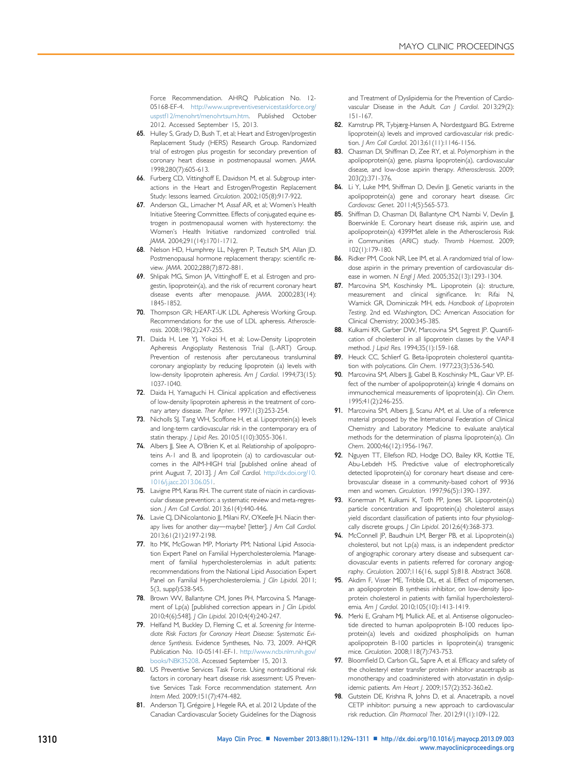Force Recommendation. AHRQ Publication No. 12-05168-EF-4. http://www.uspreventiveservicestaskforce.org/uspstf12/menohrt/menohrtsum.htm. Published October 2012. Accessed September 15, 2013.

65. Hulley S, Grady D, Bush T, et al; Heart and Estrogen/progestin Replacement Study (HERS) Research Group. Randomized trial of estrogen plus progestin for secondary prevention of coronary heart disease in postmenopausal women. *JAMA*. 1998;280(7):605-613.
66. Furberg CD, Vittinghoff E, Davidson M, et al. Subgroup interactions in the Heart and Estrogen/Progestin Replacement Study: lessons learned. *Circulation*. 2002;105(8):917-922.
67. Anderson GL, Limacher M, Assaf AR, et al; Women's Health Initiative Steering Committee. Effects of conjugated equine estrogen in postmenopausal women with hysterectomy: the Women's Health Initiative randomized controlled trial. *JAMA*. 2004;291(14):1701-1712.
68. Nelson HD, Humphrey LL, Nygren P, Teutsch SM, Allan JD. Postmenopausal hormone replacement therapy: scientific review. *JAMA*. 2002;288(7):872-881.
69. Shlipak MG, Simon JA, Vittinghoff E, et al. Estrogen and progestin, lipoprotein(a), and the risk of recurrent coronary heart disease events after menopause. *JAMA*. 2000;283(14):1845-1852.
70. Thompson GR; HEART-UK LDL Apheresis Working Group. Recommendations for the use of LDL apheresis. *Atherosclerosis*. 2008;198(2):247-255.
71. Daida H, Lee YJ, Yokoi H, et al; Low-Density Lipoprotein Apheresis Angioplasty Restenosis Trial (L-ART) Group. Prevention of restenosis after percutaneous transluminal coronary angioplasty by reducing lipoprotein (a) levels with low-density lipoprotein apheresis. *Am J Cardiol*. 1994;73(15):1037-1040.
72. Daida H, Yamaguchi H. Clinical application and effectiveness of low-density lipoprotein apheresis in the treatment of coronary artery disease. *Ther Apher*. 1997;1(3):253-254.
73. Nicholls SJ, Tang WH, Scoffone H, et al. Lipoprotein(a) levels and long-term cardiovascular risk in the contemporary era of statin therapy. *J Lipid Res*. 2010;51(10):3055-3061.
74. Albers JJ, Slee A, O'Brien K, et al. Relationship of apolipoproteins A-1 and B, and lipoprotein (a) to cardiovascular outcomes in the AIM-HIGH trial [published online ahead of print August 7, 2013]. *J Am Coll Cardiol*. http://dx.doi.org/10.1016/j.jacc.2013.06.051.
75. Lavigne PM, Karas RH. The current state of niacin in cardiovascular disease prevention: a systematic review and meta-regression. *J Am Coll Cardiol*. 2013;61(4):440-446.
76. Lavie CJ, DiNicolantonio JJ, Milani RV, O'Keefe JH. Niacin therapy lives for another day—maybe? [letter]. *J Am Coll Cardiol*. 2013;61(21):2197-2198.
77. Ito MK, McGowan MP, Moriarty PM; National Lipid Association Expert Panel on Familial Hypercholesterolemia. Management of familial hypercholesterolemias in adult patients: recommendations from the National Lipid Association Expert Panel on Familial Hypercholesterolemia. *J Clin Lipidol*. 2011; 5(3, suppl):S38-S45.
78. Brown WV, Ballantyne CM, Jones PH, Marcovina S. Management of Lp(a) [published correction appears in *J Clin Lipidol*. 2010;4(6):548]. *J Clin Lipidol*. 2010;4(4):240-247.
79. Helfand M, Buckley D, Fleming C, et al. *Screening for Intermediate Risk Factors for Coronary Heart Disease: Systematic Evidence Synthesis*. Evidence Syntheses, No. 73, 2009. AHQR Publication No. 10-05141-EF-1. http://www.ncbi.nlm.nih.gov/books/NBK35208. Accessed September 15, 2013.
80. US Preventive Services Task Force. Using nontraditional risk factors in coronary heart disease risk assessment: US Preventive Services Task Force recommendation statement. *Ann Intern Med*. 2009;151(7):474-482.
81. Anderson TJ, Grégoire J, Hegele RA, et al. 2012 Update of the Canadian Cardiovascular Society Guidelines for the Diagnosis and Treatment of Dyslipidemia for the Prevention of Cardiovascular Disease in the Adult. *Can J Cardiol*. 2013;29(2):151-167.
82. Kamstrup PR, Tybjærg-Hansen A, Nordestgaard BG. Extreme lipoprotein(a) levels and improved cardiovascular risk prediction. *J Am Coll Cardiol*. 2013;61(11):1146-1156.
83. Chasman DI, Shiffman D, Zee RY, et al. Polymorphism in the apolipoprotein(a) gene, plasma lipoprotein(a), cardiovascular disease, and low-dose aspirin therapy. *Atherosclerosis*. 2009; 203(2):371-376.
84. Li Y, Luke MM, Shiffman D, Devlin JJ. Genetic variants in the apolipoprotein(a) gene and coronary heart disease. *Circ Cardiovasc Genet*. 2011;4(5):565-573.
85. Shiffman D, Chasman DI, Ballantyne CM, Nambi V, Devlin JJ, Boerwinkle E. Coronary heart disease risk, aspirin use, and apolipoprotein(a) 4399Met allele in the Atherosclerosis Risk in Communities (ARIC) study. *Thromb Haemost*. 2009; 102(1):179-180.
86. Ridker PM, Cook NR, Lee IM, et al. A randomized trial of low-dose aspirin in the primary prevention of cardiovascular disease in women. *N Engl J Med*. 2005;352(13):1293-1304.
87. Marcovina SM, Koschinsky ML. Lipoprotein (a): structure, measurement and clinical significance. In: Rifai N, Warnick GR, Dominiczak MH, eds. *Handbook of Lipoprotein Testing*. 2nd ed. Washington, DC: American Association for Clinical Chemistry; 2000:345-385.
88. Kulkarni KR, Garber DW, Marcovina SM, Segrest JP. Quantification of cholesterol in all lipoprotein classes by the VAP-II method. *J Lipid Res*. 1994;35(1):159-168.
89. Heuck CC, Schlierf G. Beta-lipoprotein cholesterol quantitation with polycations. *Clin Chem*. 1977;23(3):536-540.
90. Marcovina SM, Albers JJ, Gabel B, Koschinsky ML, Gaur VP. Effect of the number of apolipoprotein(a) kringle 4 domains on immunochemical measurements of lipoprotein(a). *Clin Chem*. 1995;41(2):246-255.
91. Marcovina SM, Albers JJ, Scanu AM, et al. Use of a reference material proposed by the International Federation of Clinical Chemistry and Laboratory Medicine to evaluate analytical methods for the determination of plasma lipoprotein(a). *Clin Chem*. 2000;46(12):1956-1967.
92. Nguyen TT, Ellefson RD, Hodge DO, Bailey KR, Kottke TE, Abu-Lebdeh HS. Predictive value of electrophoretically detected lipoprotein(a) for coronary heart disease and cerebrovascular disease in a community-based cohort of 9936 men and women. *Circulation*. 1997;96(5):1390-1397.
93. Konerman M, Kulkarni K, Toth PP, Jones SR. Lipoprotein(a) particle concentration and lipoprotein(a) cholesterol assays yield discordant classification of patients into four physiologically discrete groups. *J Clin Lipidol*. 2012;6(4):368-373.
94. McConnell JP, Baudhuin LM, Berger PB, et al. Lipoprotein(a) cholesterol, but not Lp(a) mass, is an independent predictor of angiographic coronary artery disease and subsequent cardiovascular events in patients referred for coronary angiography. *Circulation*. 2007;116(16, suppl S):818. Abstract 3608.
95. Akdim F, Visser ME, Tribble DL, et al. Effect of mipomersen, an apolipoprotein B synthesis inhibitor, on low-density lipoprotein cholesterol in patients with familial hypercholesterolemia. *Am J Cardiol*. 2010;105(10):1413-1419.
96. Merki E, Graham MJ, Mullick AE, et al. Antisense oligonucleotide directed to human apolipoprotein B-100 reduces lipoprotein(a) levels and oxidized phospholipids on human apolipoprotein B-100 particles in lipoprotein(a) transgenic mice. *Circulation*. 2008;118(7):743-753.
97. Bloomfield D, Carlson GL, Sapre A, et al. Efficacy and safety of the cholesteryl ester transfer protein inhibitor anacetrapib as monotherapy and coadministered with atorvastatin in dyslipidemic patients. *Am Heart J*. 2009;157(2):352-360.e2.
98. Gutstein DE, Krishna R, Johns D, et al. Anacetrapib, a novel CETP inhibitor: pursuing a new approach to cardiovascular risk reduction. *Clin Pharmacol Ther*. 2012;91(1):109-122.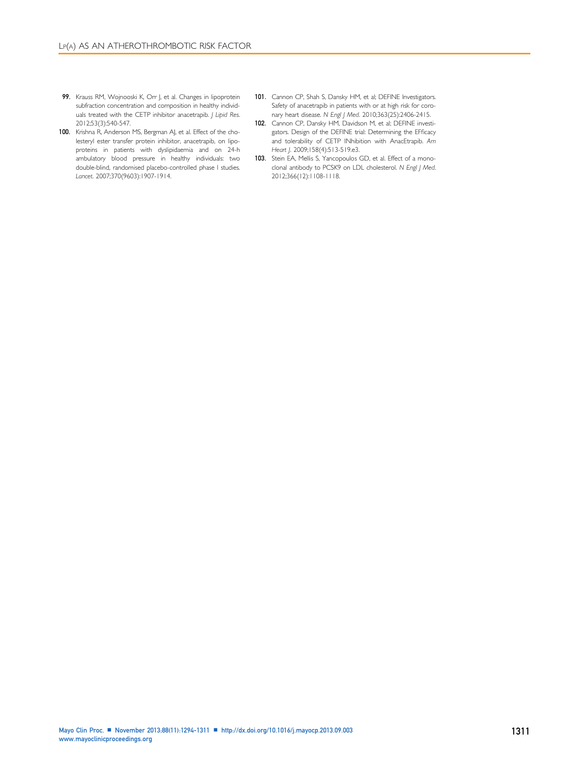99. Krauss RM, Wojnooski K, Orr J, et al. Changes in lipoprotein subfraction concentration and composition in healthy individuals treated with the CETP inhibitor anacetrapib. *J Lipid Res*. 2012;53(3):540-547.
100. Krishna R, Anderson MS, Bergman AJ, et al. Effect of the cholesteryl ester transfer protein inhibitor, anacetrapib, on lipoproteins in patients with dyslipidaemia and on 24-h ambulatory blood pressure in healthy individuals: two double-blind, randomised placebo-controlled phase I studies. *Lancet*. 2007;370(9603):1907-1914.
101. Cannon CP, Shah S, Dansky HM, et al; DEFINE Investigators. Safety of anacetrapib in patients with or at high risk for coronary heart disease. *N Engl J Med*. 2010;363(25):2406-2415.
102. Cannon CP, Dansky HM, Davidson M, et al; DEFINE investigators. Design of the DEFINE trial: Determining the EFficacy and tolerability of CETP INhibition with AnacEtrapib. *Am Heart J*. 2009;158(4):513-519.e3.
103. Stein EA, Mellis S, Yancopoulos GD, et al. Effect of a monoclonal antibody to PCSK9 on LDL cholesterol. *N Engl J Med*. 2012;366(12):1108-1118.